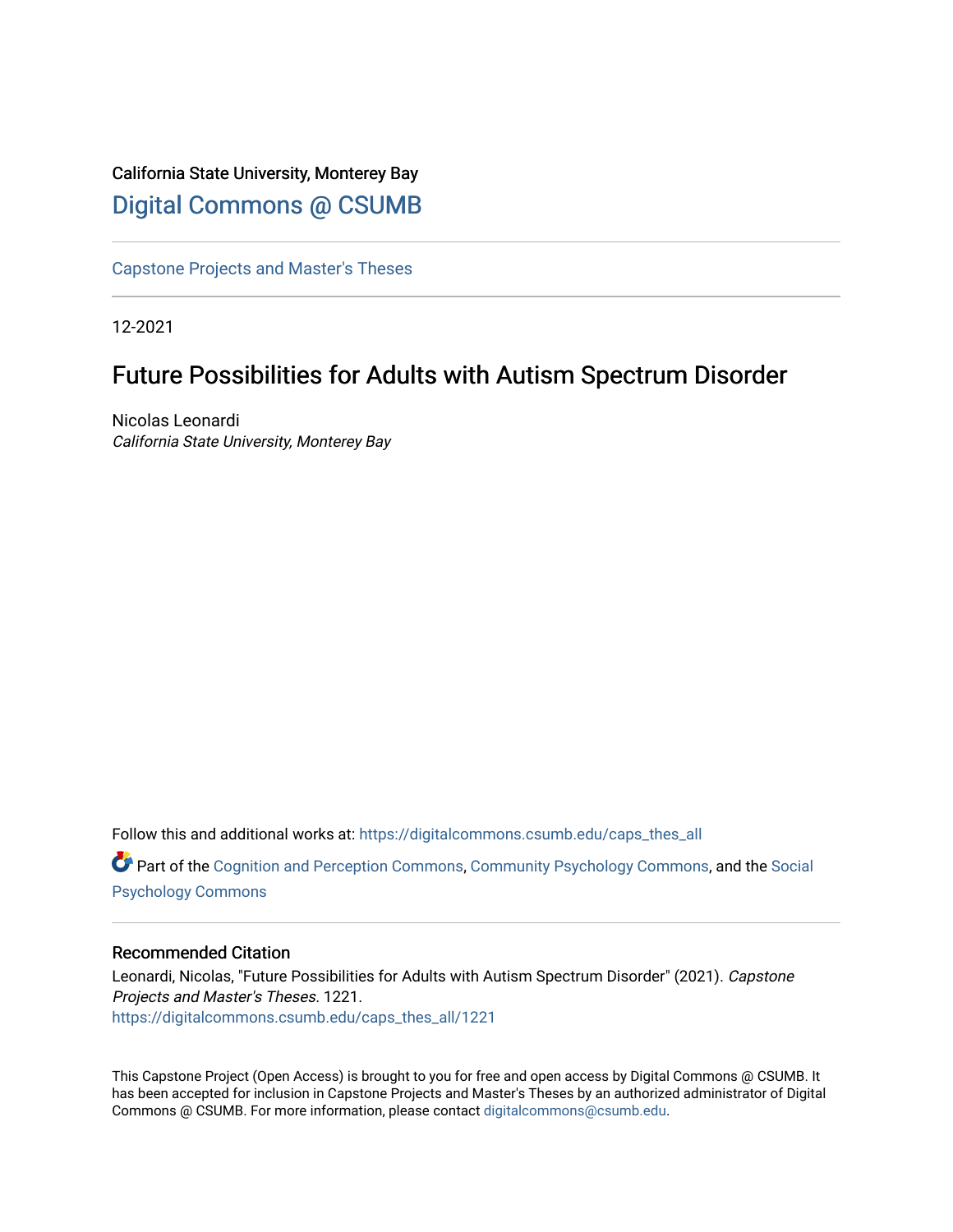California State University, Monterey Bay

# Digital Commons @ CSUMB

Capstone Projects and Master's Theses

12-2021

## Future Possibilities for Adults with Autism Spectrum Disorder

Nicolas Leonardi
*California State University, Monterey Bay*

Follow this and additional works at: https://digitalcommons.csumb.edu/caps_thes_all

Part of the Cognition and Perception Commons, Community Psychology Commons, and the Social Psychology Commons

### Recommended Citation

Leonardi, Nicolas, "Future Possibilities for Adults with Autism Spectrum Disorder" (2021). *Capstone Projects and Master's Theses*. 1221.
https://digitalcommons.csumb.edu/caps_thes_all/1221

This Capstone Project (Open Access) is brought to you for free and open access by Digital Commons @ CSUMB. It has been accepted for inclusion in Capstone Projects and Master's Theses by an authorized administrator of Digital Commons @ CSUMB. For more information, please contact digitalcommons@csumb.edu.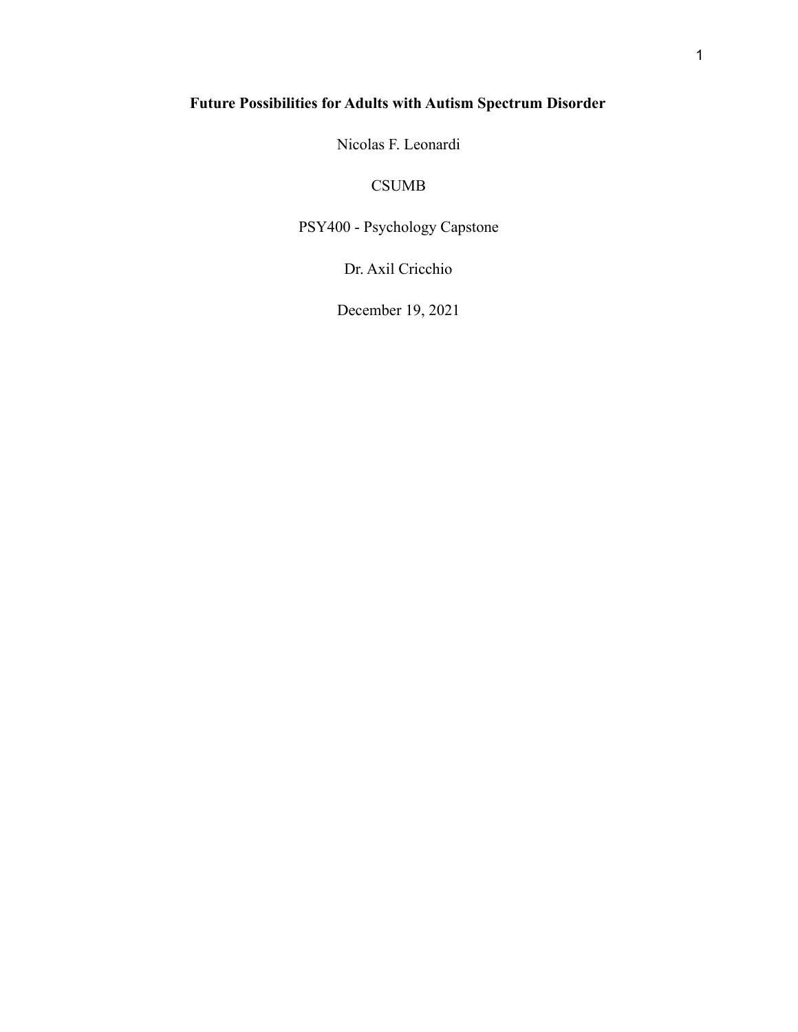# Future Possibilities for Adults with Autism Spectrum Disorder

Nicolas F. Leonardi

CSUMB

PSY400 - Psychology Capstone

Dr. Axil Cricchio

December 19, 2021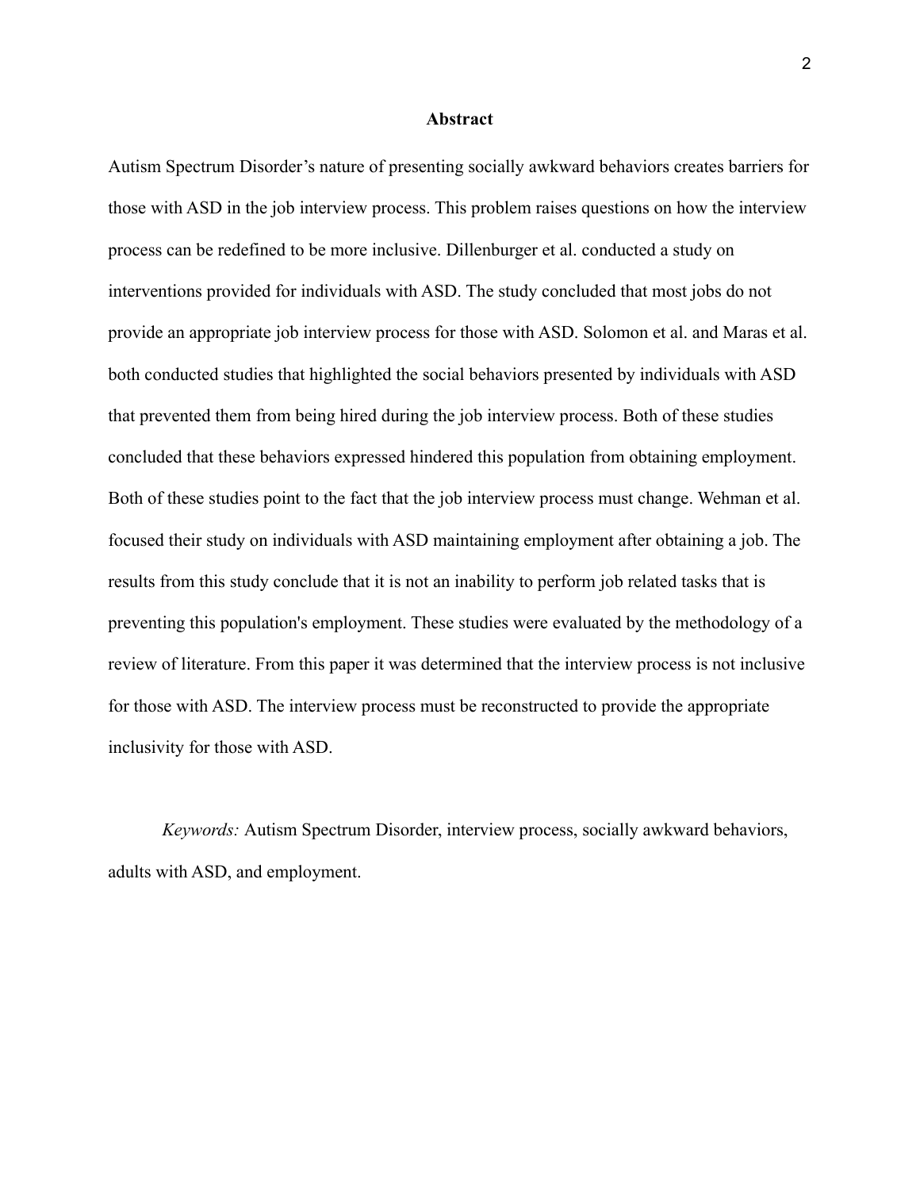## Abstract

Autism Spectrum Disorder's nature of presenting socially awkward behaviors creates barriers for those with ASD in the job interview process. This problem raises questions on how the interview process can be redefined to be more inclusive. Dillenburger et al. conducted a study on interventions provided for individuals with ASD. The study concluded that most jobs do not provide an appropriate job interview process for those with ASD. Solomon et al. and Maras et al. both conducted studies that highlighted the social behaviors presented by individuals with ASD that prevented them from being hired during the job interview process. Both of these studies concluded that these behaviors expressed hindered this population from obtaining employment. Both of these studies point to the fact that the job interview process must change. Wehman et al. focused their study on individuals with ASD maintaining employment after obtaining a job. The results from this study conclude that it is not an inability to perform job related tasks that is preventing this population's employment. These studies were evaluated by the methodology of a review of literature. From this paper it was determined that the interview process is not inclusive for those with ASD. The interview process must be reconstructed to provide the appropriate inclusivity for those with ASD.

*Keywords:* Autism Spectrum Disorder, interview process, socially awkward behaviors, adults with ASD, and employment.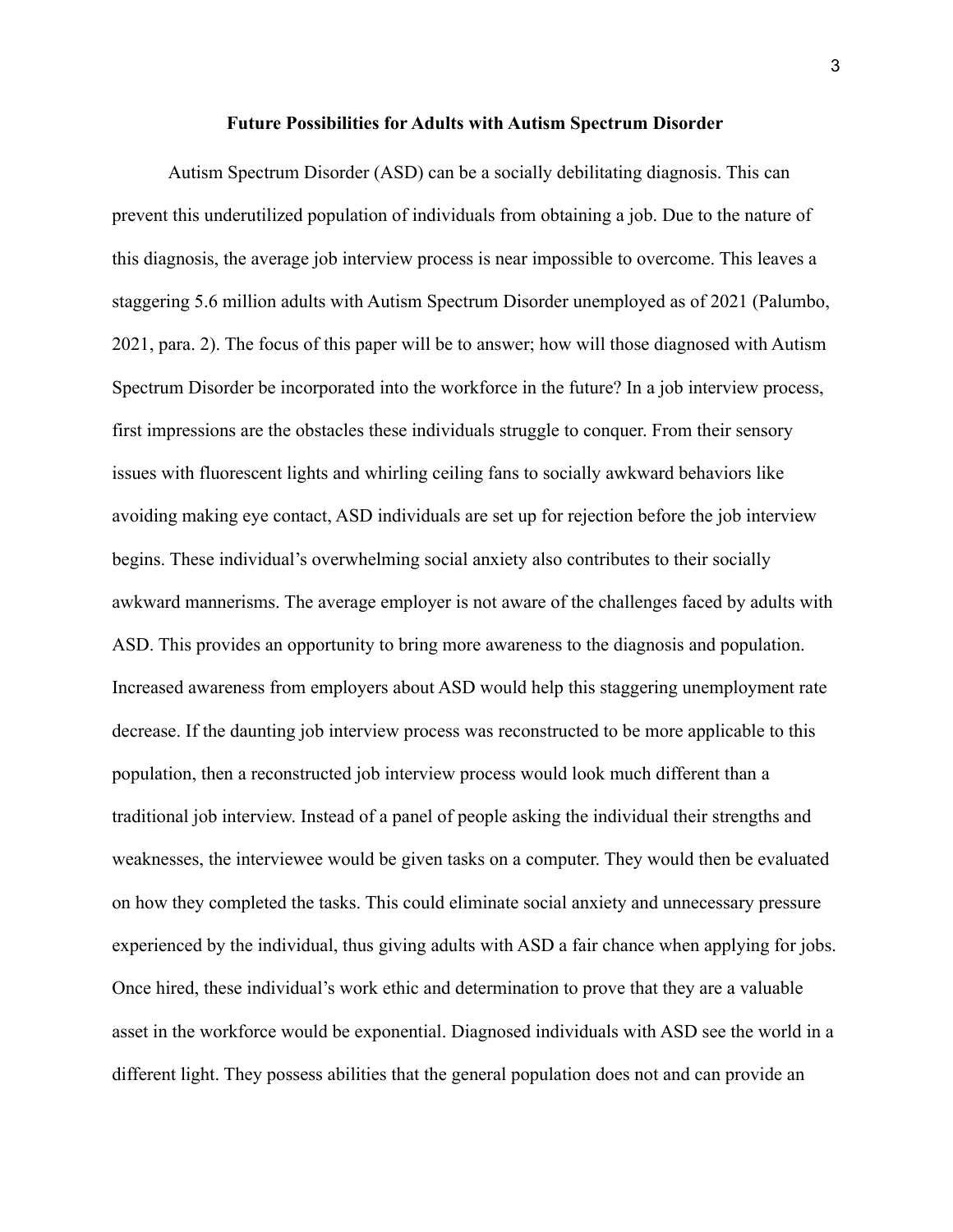# Future Possibilities for Adults with Autism Spectrum Disorder

Autism Spectrum Disorder (ASD) can be a socially debilitating diagnosis. This can prevent this underutilized population of individuals from obtaining a job. Due to the nature of this diagnosis, the average job interview process is near impossible to overcome. This leaves a staggering 5.6 million adults with Autism Spectrum Disorder unemployed as of 2021 (Palumbo, 2021, para. 2). The focus of this paper will be to answer; how will those diagnosed with Autism Spectrum Disorder be incorporated into the workforce in the future? In a job interview process, first impressions are the obstacles these individuals struggle to conquer. From their sensory issues with fluorescent lights and whirling ceiling fans to socially awkward behaviors like avoiding making eye contact, ASD individuals are set up for rejection before the job interview begins. These individual's overwhelming social anxiety also contributes to their socially awkward mannerisms. The average employer is not aware of the challenges faced by adults with ASD. This provides an opportunity to bring more awareness to the diagnosis and population. Increased awareness from employers about ASD would help this staggering unemployment rate decrease. If the daunting job interview process was reconstructed to be more applicable to this population, then a reconstructed job interview process would look much different than a traditional job interview. Instead of a panel of people asking the individual their strengths and weaknesses, the interviewee would be given tasks on a computer. They would then be evaluated on how they completed the tasks. This could eliminate social anxiety and unnecessary pressure experienced by the individual, thus giving adults with ASD a fair chance when applying for jobs. Once hired, these individual's work ethic and determination to prove that they are a valuable asset in the workforce would be exponential. Diagnosed individuals with ASD see the world in a different light. They possess abilities that the general population does not and can provide an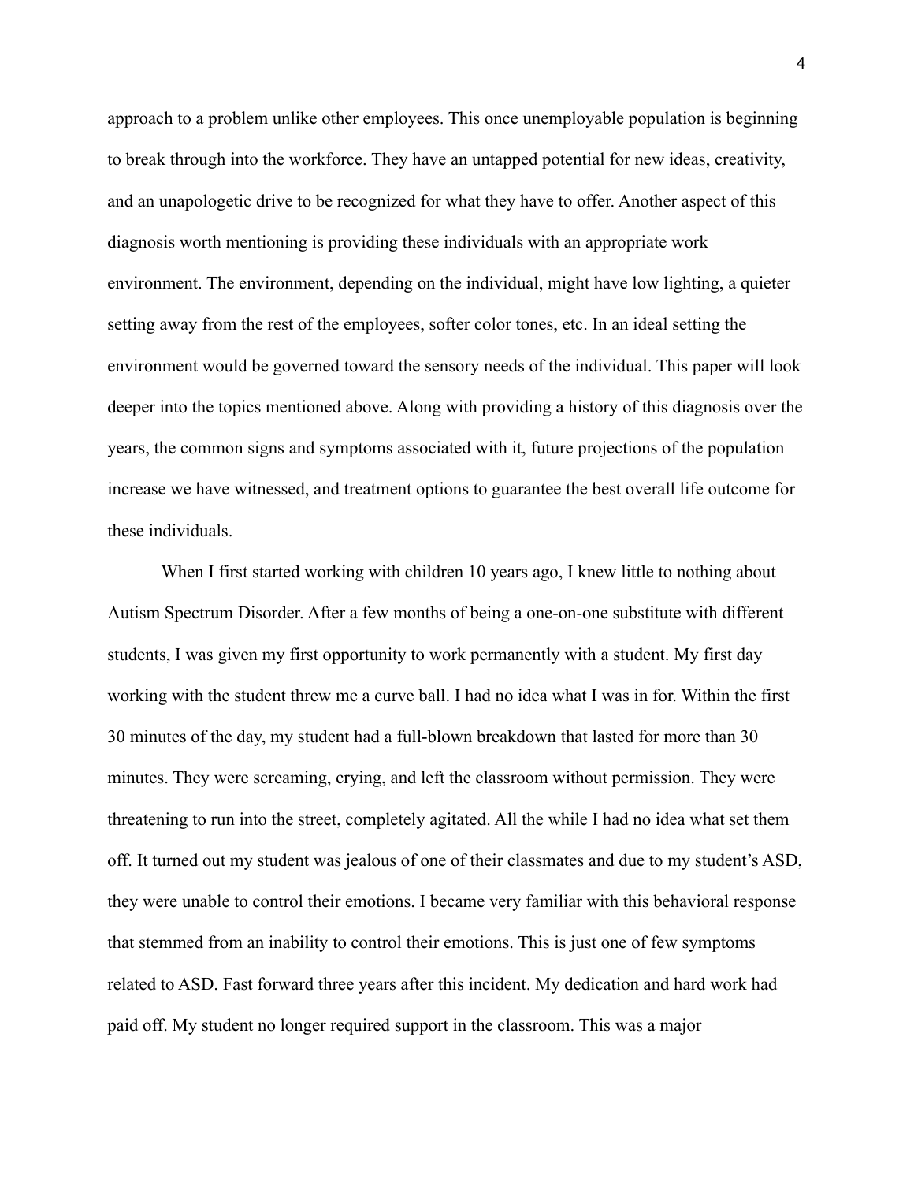approach to a problem unlike other employees. This once unemployable population is beginning to break through into the workforce. They have an untapped potential for new ideas, creativity, and an unapologetic drive to be recognized for what they have to offer. Another aspect of this diagnosis worth mentioning is providing these individuals with an appropriate work environment. The environment, depending on the individual, might have low lighting, a quieter setting away from the rest of the employees, softer color tones, etc. In an ideal setting the environment would be governed toward the sensory needs of the individual. This paper will look deeper into the topics mentioned above. Along with providing a history of this diagnosis over the years, the common signs and symptoms associated with it, future projections of the population increase we have witnessed, and treatment options to guarantee the best overall life outcome for these individuals.

When I first started working with children 10 years ago, I knew little to nothing about Autism Spectrum Disorder. After a few months of being a one-on-one substitute with different students, I was given my first opportunity to work permanently with a student. My first day working with the student threw me a curve ball. I had no idea what I was in for. Within the first 30 minutes of the day, my student had a full-blown breakdown that lasted for more than 30 minutes. They were screaming, crying, and left the classroom without permission. They were threatening to run into the street, completely agitated. All the while I had no idea what set them off. It turned out my student was jealous of one of their classmates and due to my student's ASD, they were unable to control their emotions. I became very familiar with this behavioral response that stemmed from an inability to control their emotions. This is just one of few symptoms related to ASD. Fast forward three years after this incident. My dedication and hard work had paid off. My student no longer required support in the classroom. This was a major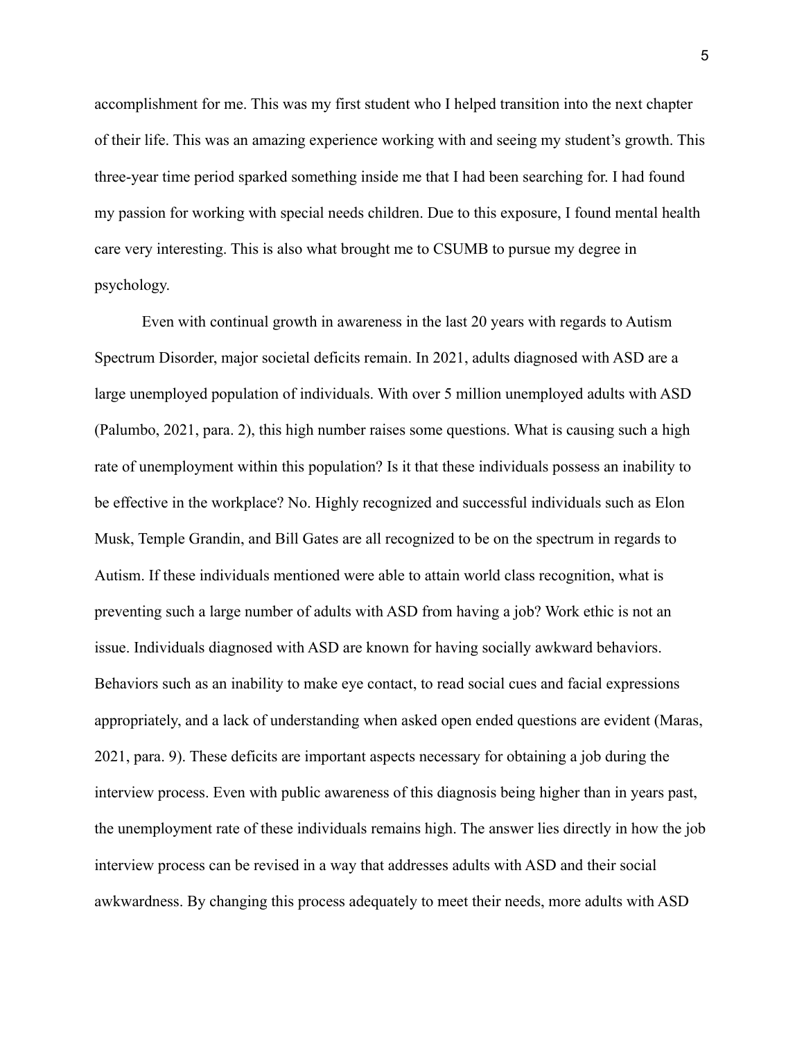accomplishment for me. This was my first student who I helped transition into the next chapter of their life. This was an amazing experience working with and seeing my student's growth. This three-year time period sparked something inside me that I had been searching for. I had found my passion for working with special needs children. Due to this exposure, I found mental health care very interesting. This is also what brought me to CSUMB to pursue my degree in psychology.

Even with continual growth in awareness in the last 20 years with regards to Autism Spectrum Disorder, major societal deficits remain. In 2021, adults diagnosed with ASD are a large unemployed population of individuals. With over 5 million unemployed adults with ASD (Palumbo, 2021, para. 2), this high number raises some questions. What is causing such a high rate of unemployment within this population? Is it that these individuals possess an inability to be effective in the workplace? No. Highly recognized and successful individuals such as Elon Musk, Temple Grandin, and Bill Gates are all recognized to be on the spectrum in regards to Autism. If these individuals mentioned were able to attain world class recognition, what is preventing such a large number of adults with ASD from having a job? Work ethic is not an issue. Individuals diagnosed with ASD are known for having socially awkward behaviors. Behaviors such as an inability to make eye contact, to read social cues and facial expressions appropriately, and a lack of understanding when asked open ended questions are evident (Maras, 2021, para. 9). These deficits are important aspects necessary for obtaining a job during the interview process. Even with public awareness of this diagnosis being higher than in years past, the unemployment rate of these individuals remains high. The answer lies directly in how the job interview process can be revised in a way that addresses adults with ASD and their social awkwardness. By changing this process adequately to meet their needs, more adults with ASD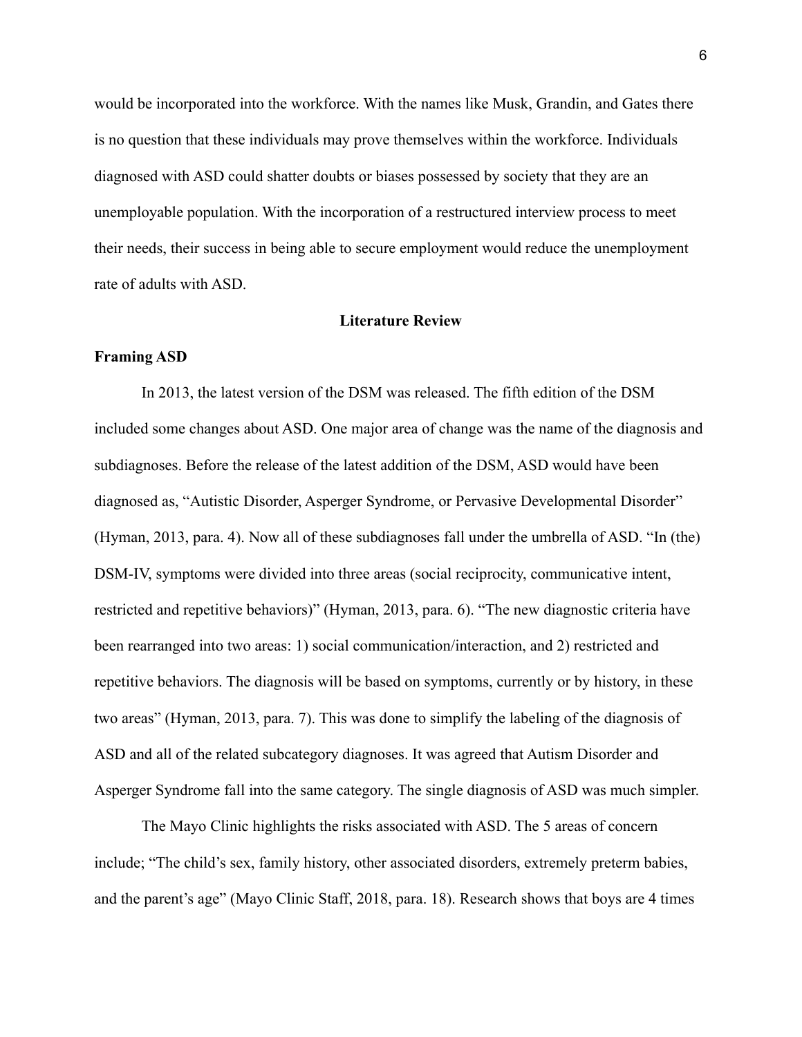would be incorporated into the workforce. With the names like Musk, Grandin, and Gates there is no question that these individuals may prove themselves within the workforce. Individuals diagnosed with ASD could shatter doubts or biases possessed by society that they are an unemployable population. With the incorporation of a restructured interview process to meet their needs, their success in being able to secure employment would reduce the unemployment rate of adults with ASD.

## Literature Review

### Framing ASD

In 2013, the latest version of the DSM was released. The fifth edition of the DSM included some changes about ASD. One major area of change was the name of the diagnosis and subdiagnoses. Before the release of the latest addition of the DSM, ASD would have been diagnosed as, "Autistic Disorder, Asperger Syndrome, or Pervasive Developmental Disorder" (Hyman, 2013, para. 4). Now all of these subdiagnoses fall under the umbrella of ASD. "In (the) DSM-IV, symptoms were divided into three areas (social reciprocity, communicative intent, restricted and repetitive behaviors)" (Hyman, 2013, para. 6). "The new diagnostic criteria have been rearranged into two areas: 1) social communication/interaction, and 2) restricted and repetitive behaviors. The diagnosis will be based on symptoms, currently or by history, in these two areas" (Hyman, 2013, para. 7). This was done to simplify the labeling of the diagnosis of ASD and all of the related subcategory diagnoses. It was agreed that Autism Disorder and Asperger Syndrome fall into the same category. The single diagnosis of ASD was much simpler.

The Mayo Clinic highlights the risks associated with ASD. The 5 areas of concern include; "The child's sex, family history, other associated disorders, extremely preterm babies, and the parent's age" (Mayo Clinic Staff, 2018, para. 18). Research shows that boys are 4 times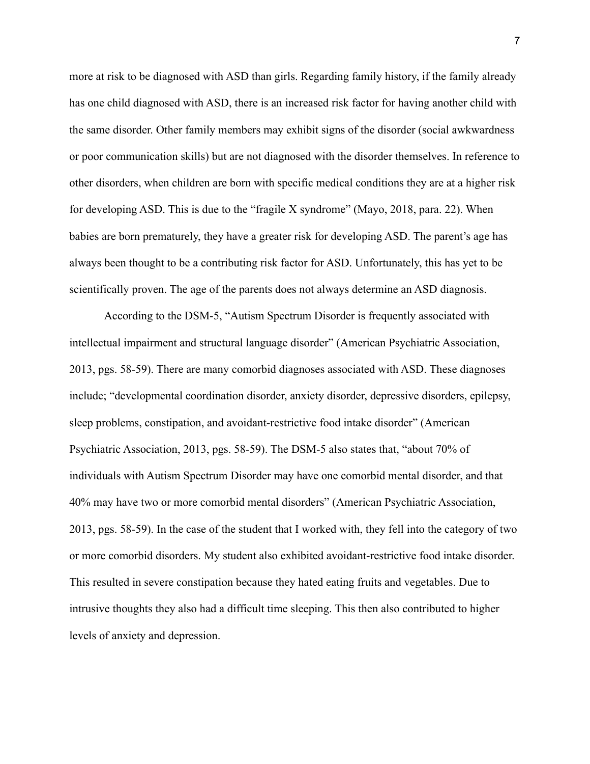more at risk to be diagnosed with ASD than girls. Regarding family history, if the family already has one child diagnosed with ASD, there is an increased risk factor for having another child with the same disorder. Other family members may exhibit signs of the disorder (social awkwardness or poor communication skills) but are not diagnosed with the disorder themselves. In reference to other disorders, when children are born with specific medical conditions they are at a higher risk for developing ASD. This is due to the "fragile X syndrome" (Mayo, 2018, para. 22). When babies are born prematurely, they have a greater risk for developing ASD. The parent's age has always been thought to be a contributing risk factor for ASD. Unfortunately, this has yet to be scientifically proven. The age of the parents does not always determine an ASD diagnosis.

According to the DSM-5, "Autism Spectrum Disorder is frequently associated with intellectual impairment and structural language disorder" (American Psychiatric Association, 2013, pgs. 58-59). There are many comorbid diagnoses associated with ASD. These diagnoses include; "developmental coordination disorder, anxiety disorder, depressive disorders, epilepsy, sleep problems, constipation, and avoidant-restrictive food intake disorder" (American Psychiatric Association, 2013, pgs. 58-59). The DSM-5 also states that, "about 70% of individuals with Autism Spectrum Disorder may have one comorbid mental disorder, and that 40% may have two or more comorbid mental disorders" (American Psychiatric Association, 2013, pgs. 58-59). In the case of the student that I worked with, they fell into the category of two or more comorbid disorders. My student also exhibited avoidant-restrictive food intake disorder. This resulted in severe constipation because they hated eating fruits and vegetables. Due to intrusive thoughts they also had a difficult time sleeping. This then also contributed to higher levels of anxiety and depression.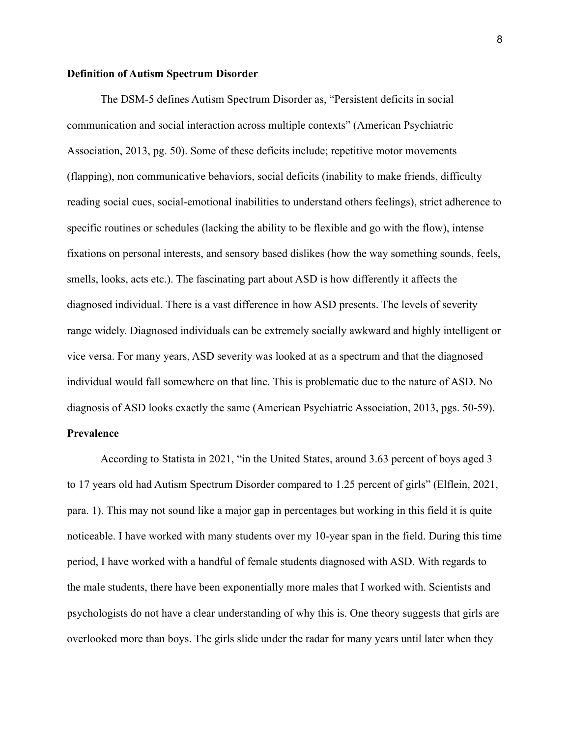**Definition of Autism Spectrum Disorder**

The DSM-5 defines Autism Spectrum Disorder as, "Persistent deficits in social communication and social interaction across multiple contexts" (American Psychiatric Association, 2013, pg. 50). Some of these deficits include; repetitive motor movements (flapping), non communicative behaviors, social deficits (inability to make friends, difficulty reading social cues, social-emotional inabilities to understand others feelings), strict adherence to specific routines or schedules (lacking the ability to be flexible and go with the flow), intense fixations on personal interests, and sensory based dislikes (how the way something sounds, feels, smells, looks, acts etc.). The fascinating part about ASD is how differently it affects the diagnosed individual. There is a vast difference in how ASD presents. The levels of severity range widely. Diagnosed individuals can be extremely socially awkward and highly intelligent or vice versa. For many years, ASD severity was looked at as a spectrum and that the diagnosed individual would fall somewhere on that line. This is problematic due to the nature of ASD. No diagnosis of ASD looks exactly the same (American Psychiatric Association, 2013, pgs. 50-59).

**Prevalence**

According to Statista in 2021, "in the United States, around 3.63 percent of boys aged 3 to 17 years old had Autism Spectrum Disorder compared to 1.25 percent of girls" (Elflein, 2021, para. 1). This may not sound like a major gap in percentages but working in this field it is quite noticeable. I have worked with many students over my 10-year span in the field. During this time period, I have worked with a handful of female students diagnosed with ASD. With regards to the male students, there have been exponentially more males that I worked with. Scientists and psychologists do not have a clear understanding of why this is. One theory suggests that girls are overlooked more than boys. The girls slide under the radar for many years until later when they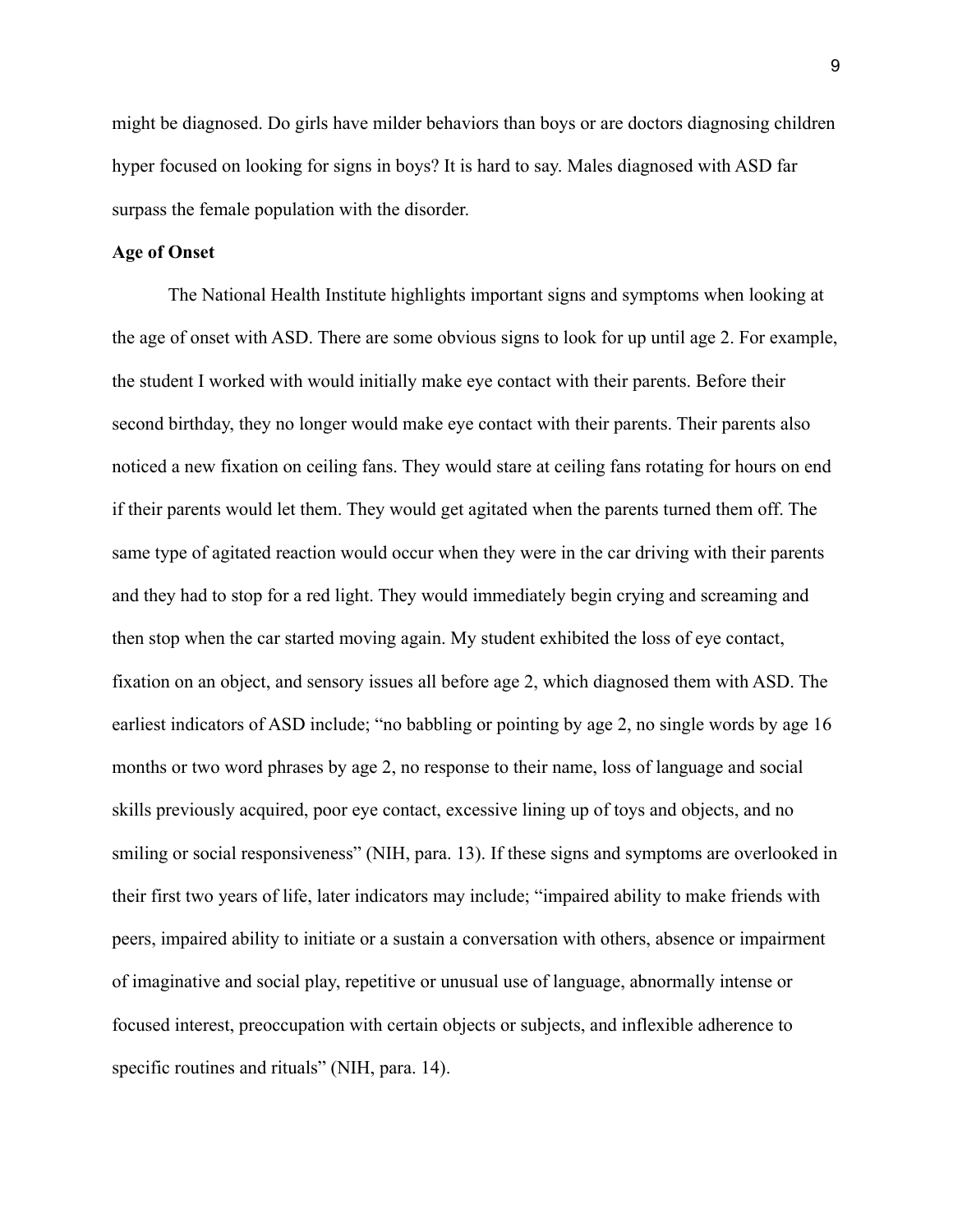might be diagnosed. Do girls have milder behaviors than boys or are doctors diagnosing children hyper focused on looking for signs in boys? It is hard to say. Males diagnosed with ASD far surpass the female population with the disorder.

**Age of Onset**

The National Health Institute highlights important signs and symptoms when looking at the age of onset with ASD. There are some obvious signs to look for up until age 2. For example, the student I worked with would initially make eye contact with their parents. Before their second birthday, they no longer would make eye contact with their parents. Their parents also noticed a new fixation on ceiling fans. They would stare at ceiling fans rotating for hours on end if their parents would let them. They would get agitated when the parents turned them off. The same type of agitated reaction would occur when they were in the car driving with their parents and they had to stop for a red light. They would immediately begin crying and screaming and then stop when the car started moving again. My student exhibited the loss of eye contact, fixation on an object, and sensory issues all before age 2, which diagnosed them with ASD. The earliest indicators of ASD include; "no babbling or pointing by age 2, no single words by age 16 months or two word phrases by age 2, no response to their name, loss of language and social skills previously acquired, poor eye contact, excessive lining up of toys and objects, and no smiling or social responsiveness" (NIH, para. 13). If these signs and symptoms are overlooked in their first two years of life, later indicators may include; "impaired ability to make friends with peers, impaired ability to initiate or a sustain a conversation with others, absence or impairment of imaginative and social play, repetitive or unusual use of language, abnormally intense or focused interest, preoccupation with certain objects or subjects, and inflexible adherence to specific routines and rituals" (NIH, para. 14).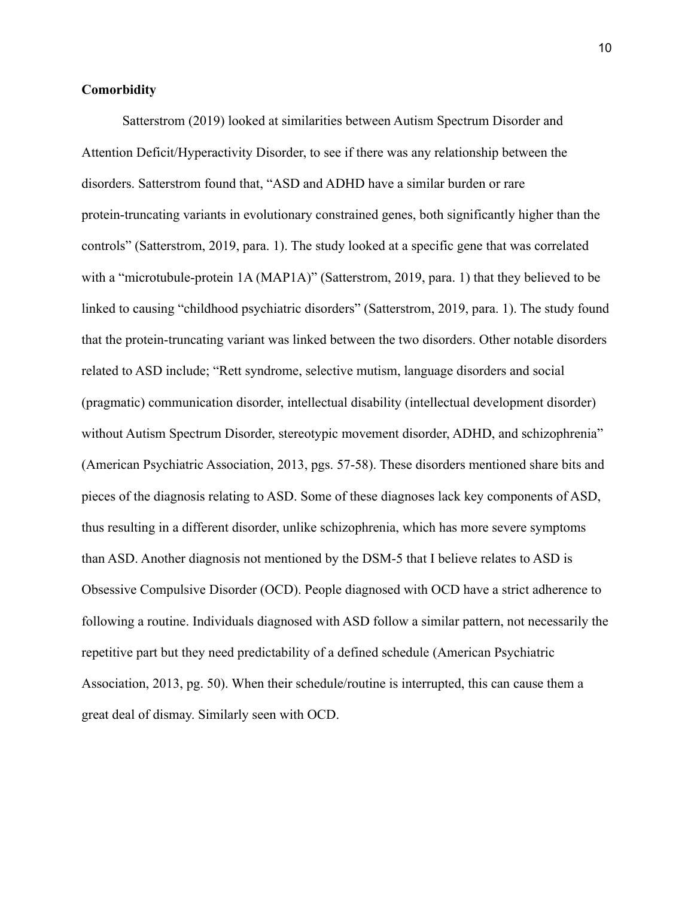**Comorbidity**

Satterstrom (2019) looked at similarities between Autism Spectrum Disorder and Attention Deficit/Hyperactivity Disorder, to see if there was any relationship between the disorders. Satterstrom found that, "ASD and ADHD have a similar burden or rare protein-truncating variants in evolutionary constrained genes, both significantly higher than the controls" (Satterstrom, 2019, para. 1). The study looked at a specific gene that was correlated with a "microtubule-protein 1A (MAP1A)" (Satterstrom, 2019, para. 1) that they believed to be linked to causing "childhood psychiatric disorders" (Satterstrom, 2019, para. 1). The study found that the protein-truncating variant was linked between the two disorders. Other notable disorders related to ASD include; "Rett syndrome, selective mutism, language disorders and social (pragmatic) communication disorder, intellectual disability (intellectual development disorder) without Autism Spectrum Disorder, stereotypic movement disorder, ADHD, and schizophrenia" (American Psychiatric Association, 2013, pgs. 57-58). These disorders mentioned share bits and pieces of the diagnosis relating to ASD. Some of these diagnoses lack key components of ASD, thus resulting in a different disorder, unlike schizophrenia, which has more severe symptoms than ASD. Another diagnosis not mentioned by the DSM-5 that I believe relates to ASD is Obsessive Compulsive Disorder (OCD). People diagnosed with OCD have a strict adherence to following a routine. Individuals diagnosed with ASD follow a similar pattern, not necessarily the repetitive part but they need predictability of a defined schedule (American Psychiatric Association, 2013, pg. 50). When their schedule/routine is interrupted, this can cause them a great deal of dismay. Similarly seen with OCD.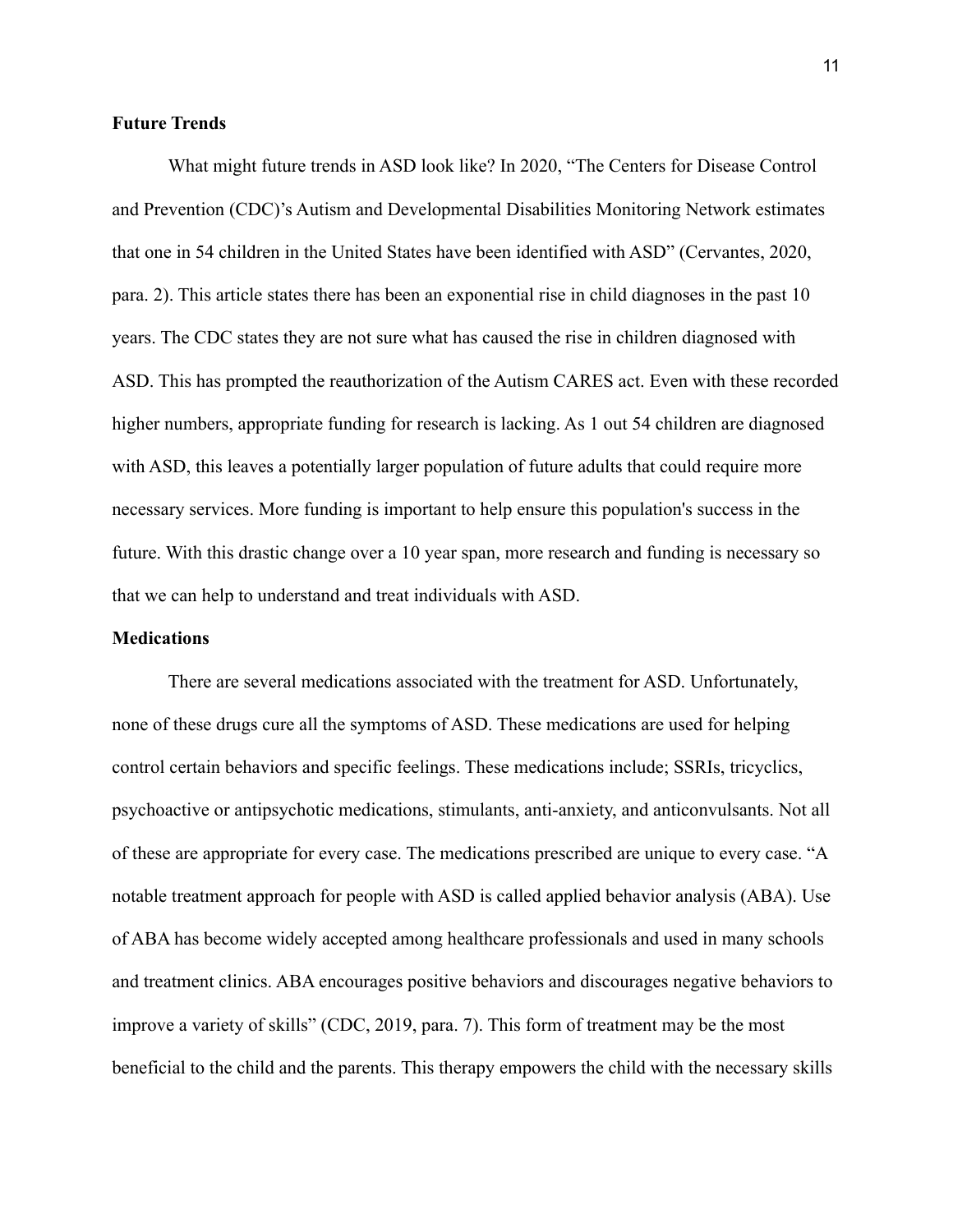**Future Trends**

What might future trends in ASD look like? In 2020, "The Centers for Disease Control and Prevention (CDC)'s Autism and Developmental Disabilities Monitoring Network estimates that one in 54 children in the United States have been identified with ASD" (Cervantes, 2020, para. 2). This article states there has been an exponential rise in child diagnoses in the past 10 years. The CDC states they are not sure what has caused the rise in children diagnosed with ASD. This has prompted the reauthorization of the Autism CARES act. Even with these recorded higher numbers, appropriate funding for research is lacking. As 1 out 54 children are diagnosed with ASD, this leaves a potentially larger population of future adults that could require more necessary services. More funding is important to help ensure this population's success in the future. With this drastic change over a 10 year span, more research and funding is necessary so that we can help to understand and treat individuals with ASD.

**Medications**

There are several medications associated with the treatment for ASD. Unfortunately, none of these drugs cure all the symptoms of ASD. These medications are used for helping control certain behaviors and specific feelings. These medications include; SSRIs, tricyclics, psychoactive or antipsychotic medications, stimulants, anti-anxiety, and anticonvulsants. Not all of these are appropriate for every case. The medications prescribed are unique to every case. "A notable treatment approach for people with ASD is called applied behavior analysis (ABA). Use of ABA has become widely accepted among healthcare professionals and used in many schools and treatment clinics. ABA encourages positive behaviors and discourages negative behaviors to improve a variety of skills" (CDC, 2019, para. 7). This form of treatment may be the most beneficial to the child and the parents. This therapy empowers the child with the necessary skills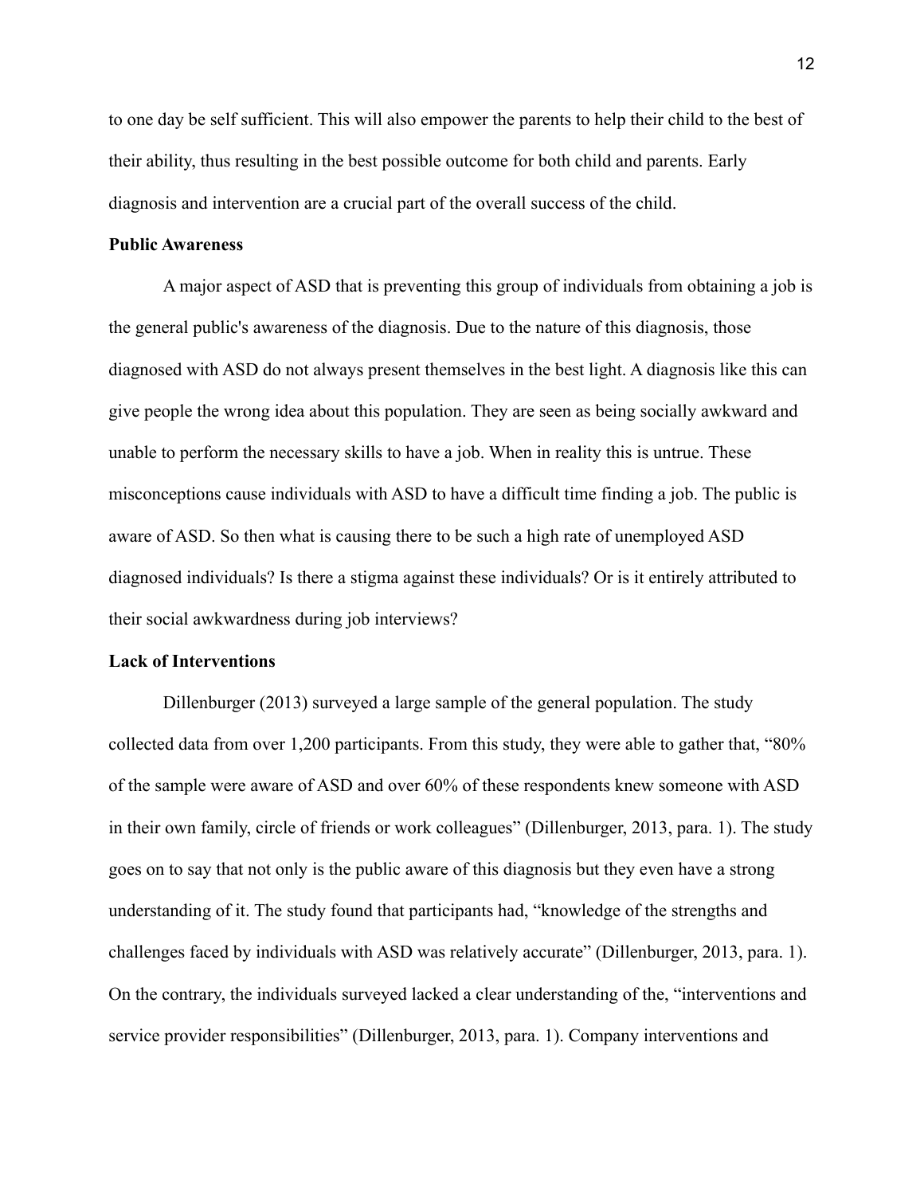to one day be self sufficient. This will also empower the parents to help their child to the best of their ability, thus resulting in the best possible outcome for both child and parents. Early diagnosis and intervention are a crucial part of the overall success of the child.

**Public Awareness**

A major aspect of ASD that is preventing this group of individuals from obtaining a job is the general public's awareness of the diagnosis. Due to the nature of this diagnosis, those diagnosed with ASD do not always present themselves in the best light. A diagnosis like this can give people the wrong idea about this population. They are seen as being socially awkward and unable to perform the necessary skills to have a job. When in reality this is untrue. These misconceptions cause individuals with ASD to have a difficult time finding a job. The public is aware of ASD. So then what is causing there to be such a high rate of unemployed ASD diagnosed individuals? Is there a stigma against these individuals? Or is it entirely attributed to their social awkwardness during job interviews?

**Lack of Interventions**

Dillenburger (2013) surveyed a large sample of the general population. The study collected data from over 1,200 participants. From this study, they were able to gather that, "80% of the sample were aware of ASD and over 60% of these respondents knew someone with ASD in their own family, circle of friends or work colleagues" (Dillenburger, 2013, para. 1). The study goes on to say that not only is the public aware of this diagnosis but they even have a strong understanding of it. The study found that participants had, "knowledge of the strengths and challenges faced by individuals with ASD was relatively accurate" (Dillenburger, 2013, para. 1). On the contrary, the individuals surveyed lacked a clear understanding of the, "interventions and service provider responsibilities" (Dillenburger, 2013, para. 1). Company interventions and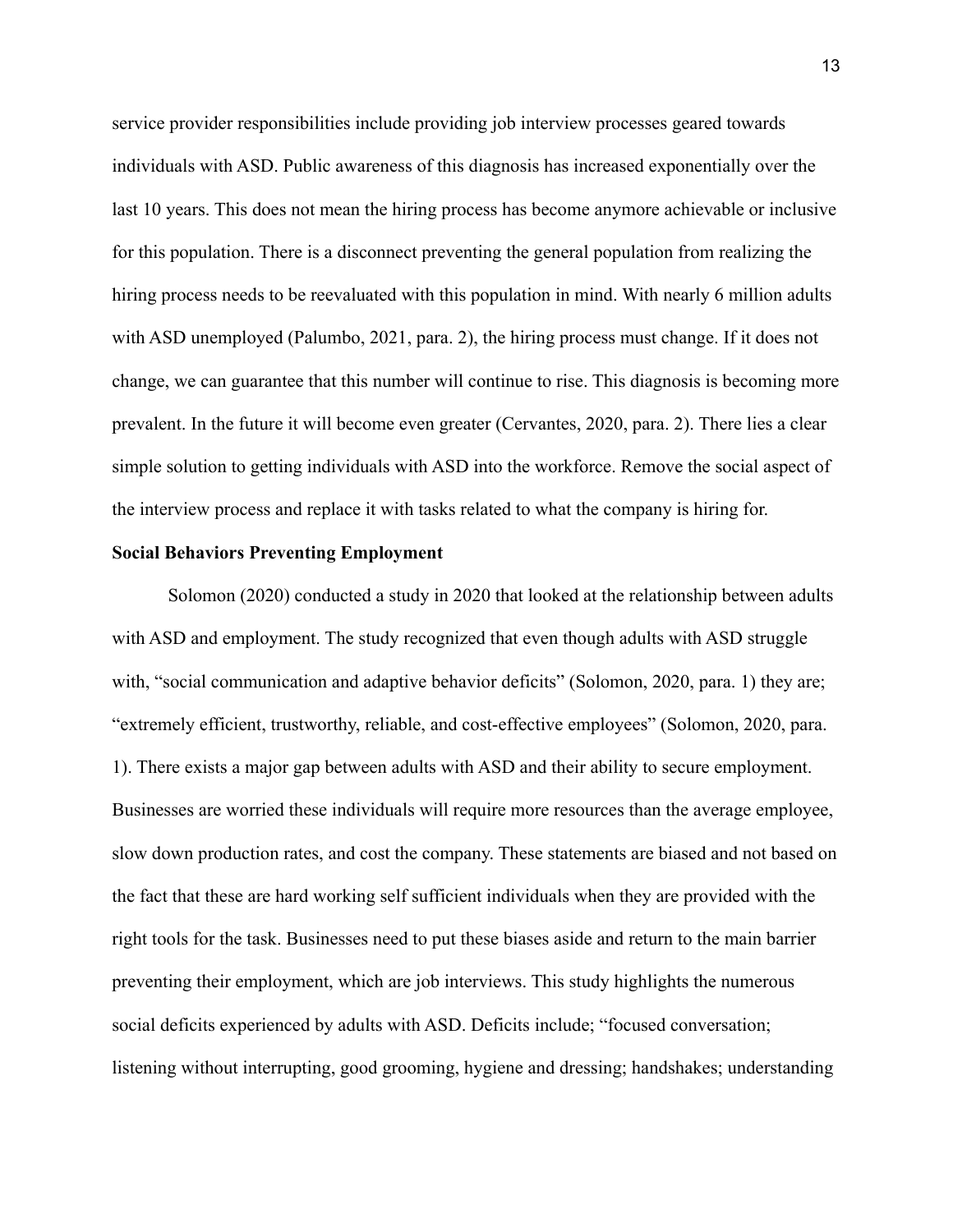service provider responsibilities include providing job interview processes geared towards individuals with ASD. Public awareness of this diagnosis has increased exponentially over the last 10 years. This does not mean the hiring process has become anymore achievable or inclusive for this population. There is a disconnect preventing the general population from realizing the hiring process needs to be reevaluated with this population in mind. With nearly 6 million adults with ASD unemployed (Palumbo, 2021, para. 2), the hiring process must change. If it does not change, we can guarantee that this number will continue to rise. This diagnosis is becoming more prevalent. In the future it will become even greater (Cervantes, 2020, para. 2). There lies a clear simple solution to getting individuals with ASD into the workforce. Remove the social aspect of the interview process and replace it with tasks related to what the company is hiring for.

**Social Behaviors Preventing Employment**

Solomon (2020) conducted a study in 2020 that looked at the relationship between adults with ASD and employment. The study recognized that even though adults with ASD struggle with, "social communication and adaptive behavior deficits" (Solomon, 2020, para. 1) they are; "extremely efficient, trustworthy, reliable, and cost-effective employees" (Solomon, 2020, para. 1). There exists a major gap between adults with ASD and their ability to secure employment. Businesses are worried these individuals will require more resources than the average employee, slow down production rates, and cost the company. These statements are biased and not based on the fact that these are hard working self sufficient individuals when they are provided with the right tools for the task. Businesses need to put these biases aside and return to the main barrier preventing their employment, which are job interviews. This study highlights the numerous social deficits experienced by adults with ASD. Deficits include; "focused conversation; listening without interrupting, good grooming, hygiene and dressing; handshakes; understanding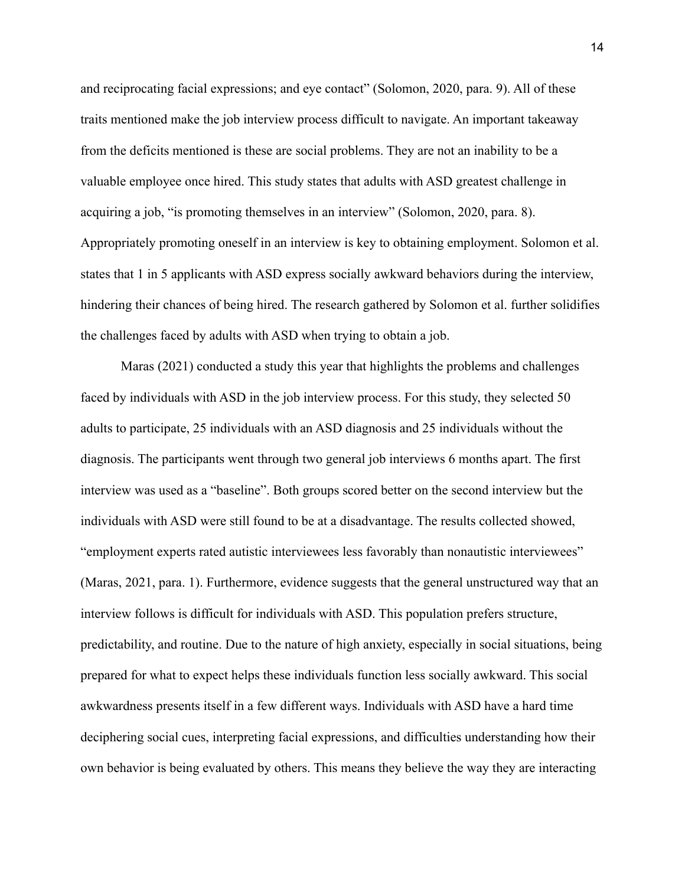and reciprocating facial expressions; and eye contact" (Solomon, 2020, para. 9). All of these traits mentioned make the job interview process difficult to navigate. An important takeaway from the deficits mentioned is these are social problems. They are not an inability to be a valuable employee once hired. This study states that adults with ASD greatest challenge in acquiring a job, "is promoting themselves in an interview" (Solomon, 2020, para. 8). Appropriately promoting oneself in an interview is key to obtaining employment. Solomon et al. states that 1 in 5 applicants with ASD express socially awkward behaviors during the interview, hindering their chances of being hired. The research gathered by Solomon et al. further solidifies the challenges faced by adults with ASD when trying to obtain a job.

Maras (2021) conducted a study this year that highlights the problems and challenges faced by individuals with ASD in the job interview process. For this study, they selected 50 adults to participate, 25 individuals with an ASD diagnosis and 25 individuals without the diagnosis. The participants went through two general job interviews 6 months apart. The first interview was used as a "baseline". Both groups scored better on the second interview but the individuals with ASD were still found to be at a disadvantage. The results collected showed, "employment experts rated autistic interviewees less favorably than nonautistic interviewees" (Maras, 2021, para. 1). Furthermore, evidence suggests that the general unstructured way that an interview follows is difficult for individuals with ASD. This population prefers structure, predictability, and routine. Due to the nature of high anxiety, especially in social situations, being prepared for what to expect helps these individuals function less socially awkward. This social awkwardness presents itself in a few different ways. Individuals with ASD have a hard time deciphering social cues, interpreting facial expressions, and difficulties understanding how their own behavior is being evaluated by others. This means they believe the way they are interacting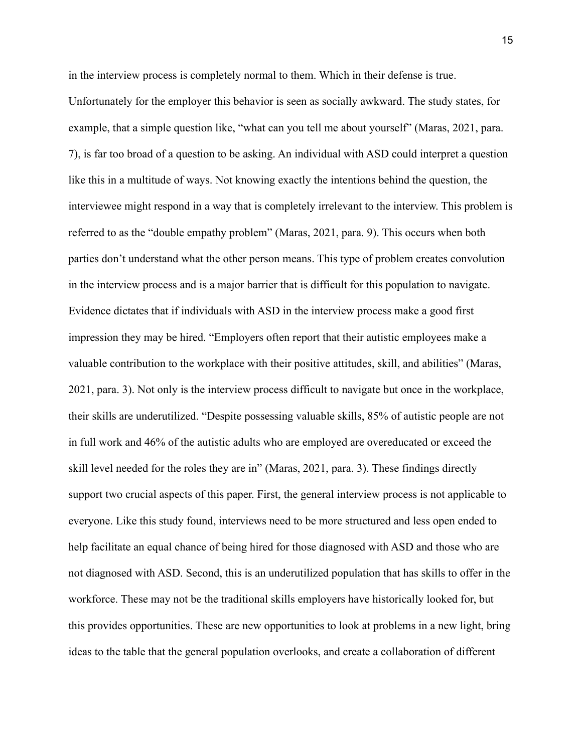in the interview process is completely normal to them. Which in their defense is true. Unfortunately for the employer this behavior is seen as socially awkward. The study states, for example, that a simple question like, "what can you tell me about yourself" (Maras, 2021, para. 7), is far too broad of a question to be asking. An individual with ASD could interpret a question like this in a multitude of ways. Not knowing exactly the intentions behind the question, the interviewee might respond in a way that is completely irrelevant to the interview. This problem is referred to as the "double empathy problem" (Maras, 2021, para. 9). This occurs when both parties don't understand what the other person means. This type of problem creates convolution in the interview process and is a major barrier that is difficult for this population to navigate. Evidence dictates that if individuals with ASD in the interview process make a good first impression they may be hired. "Employers often report that their autistic employees make a valuable contribution to the workplace with their positive attitudes, skill, and abilities" (Maras, 2021, para. 3). Not only is the interview process difficult to navigate but once in the workplace, their skills are underutilized. "Despite possessing valuable skills, 85% of autistic people are not in full work and 46% of the autistic adults who are employed are overeducated or exceed the skill level needed for the roles they are in" (Maras, 2021, para. 3). These findings directly support two crucial aspects of this paper. First, the general interview process is not applicable to everyone. Like this study found, interviews need to be more structured and less open ended to help facilitate an equal chance of being hired for those diagnosed with ASD and those who are not diagnosed with ASD. Second, this is an underutilized population that has skills to offer in the workforce. These may not be the traditional skills employers have historically looked for, but this provides opportunities. These are new opportunities to look at problems in a new light, bring ideas to the table that the general population overlooks, and create a collaboration of different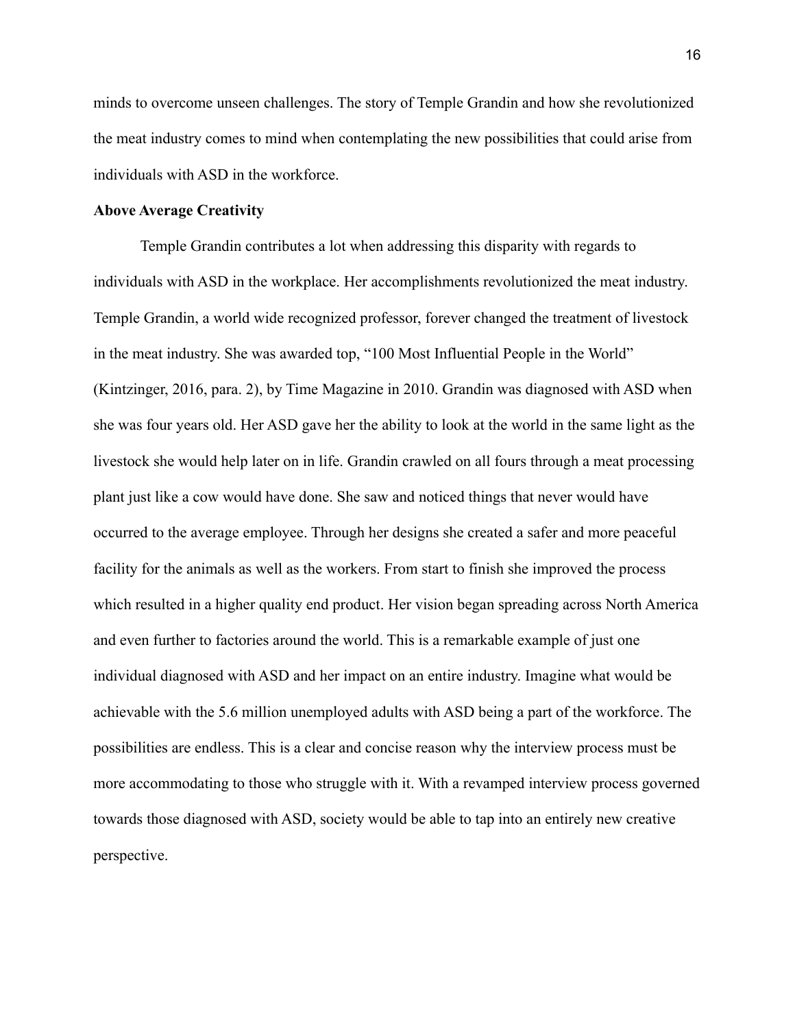minds to overcome unseen challenges. The story of Temple Grandin and how she revolutionized the meat industry comes to mind when contemplating the new possibilities that could arise from individuals with ASD in the workforce.

**Above Average Creativity**

Temple Grandin contributes a lot when addressing this disparity with regards to individuals with ASD in the workplace. Her accomplishments revolutionized the meat industry. Temple Grandin, a world wide recognized professor, forever changed the treatment of livestock in the meat industry. She was awarded top, "100 Most Influential People in the World" (Kintzinger, 2016, para. 2), by Time Magazine in 2010. Grandin was diagnosed with ASD when she was four years old. Her ASD gave her the ability to look at the world in the same light as the livestock she would help later on in life. Grandin crawled on all fours through a meat processing plant just like a cow would have done. She saw and noticed things that never would have occurred to the average employee. Through her designs she created a safer and more peaceful facility for the animals as well as the workers. From start to finish she improved the process which resulted in a higher quality end product. Her vision began spreading across North America and even further to factories around the world. This is a remarkable example of just one individual diagnosed with ASD and her impact on an entire industry. Imagine what would be achievable with the 5.6 million unemployed adults with ASD being a part of the workforce. The possibilities are endless. This is a clear and concise reason why the interview process must be more accommodating to those who struggle with it. With a revamped interview process governed towards those diagnosed with ASD, society would be able to tap into an entirely new creative perspective.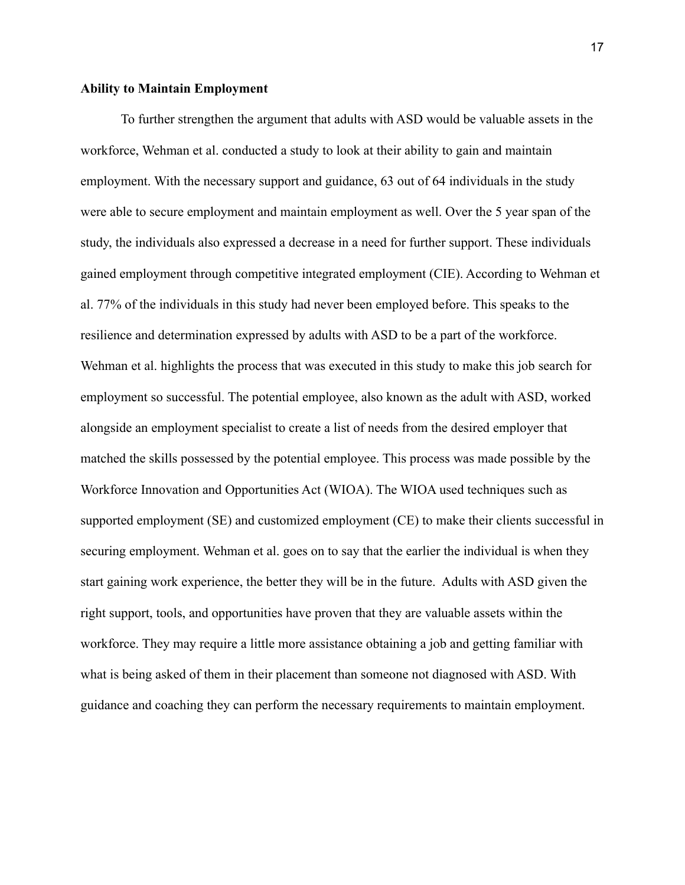**Ability to Maintain Employment**

To further strengthen the argument that adults with ASD would be valuable assets in the workforce, Wehman et al. conducted a study to look at their ability to gain and maintain employment. With the necessary support and guidance, 63 out of 64 individuals in the study were able to secure employment and maintain employment as well. Over the 5 year span of the study, the individuals also expressed a decrease in a need for further support. These individuals gained employment through competitive integrated employment (CIE). According to Wehman et al. 77% of the individuals in this study had never been employed before. This speaks to the resilience and determination expressed by adults with ASD to be a part of the workforce. Wehman et al. highlights the process that was executed in this study to make this job search for employment so successful. The potential employee, also known as the adult with ASD, worked alongside an employment specialist to create a list of needs from the desired employer that matched the skills possessed by the potential employee. This process was made possible by the Workforce Innovation and Opportunities Act (WIOA). The WIOA used techniques such as supported employment (SE) and customized employment (CE) to make their clients successful in securing employment. Wehman et al. goes on to say that the earlier the individual is when they start gaining work experience, the better they will be in the future. Adults with ASD given the right support, tools, and opportunities have proven that they are valuable assets within the workforce. They may require a little more assistance obtaining a job and getting familiar with what is being asked of them in their placement than someone not diagnosed with ASD. With guidance and coaching they can perform the necessary requirements to maintain employment.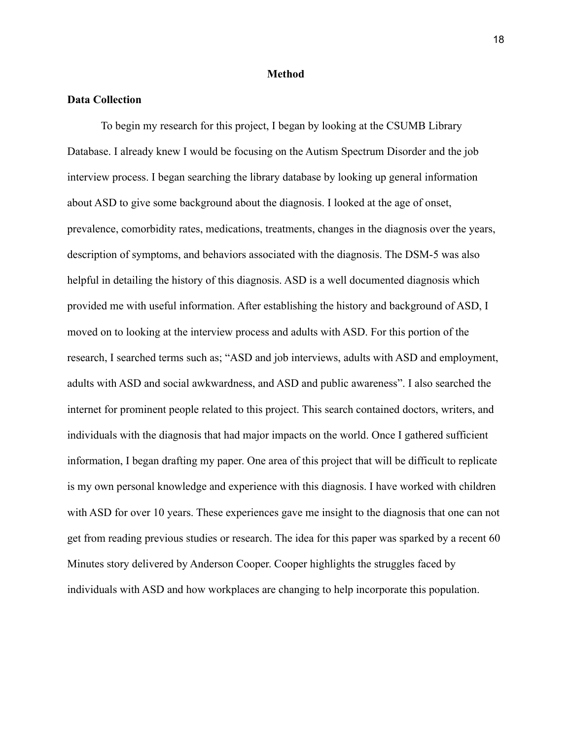# Method

## Data Collection

To begin my research for this project, I began by looking at the CSUMB Library Database. I already knew I would be focusing on the Autism Spectrum Disorder and the job interview process. I began searching the library database by looking up general information about ASD to give some background about the diagnosis. I looked at the age of onset, prevalence, comorbidity rates, medications, treatments, changes in the diagnosis over the years, description of symptoms, and behaviors associated with the diagnosis. The DSM-5 was also helpful in detailing the history of this diagnosis. ASD is a well documented diagnosis which provided me with useful information. After establishing the history and background of ASD, I moved on to looking at the interview process and adults with ASD. For this portion of the research, I searched terms such as; "ASD and job interviews, adults with ASD and employment, adults with ASD and social awkwardness, and ASD and public awareness". I also searched the internet for prominent people related to this project. This search contained doctors, writers, and individuals with the diagnosis that had major impacts on the world. Once I gathered sufficient information, I began drafting my paper. One area of this project that will be difficult to replicate is my own personal knowledge and experience with this diagnosis. I have worked with children with ASD for over 10 years. These experiences gave me insight to the diagnosis that one can not get from reading previous studies or research. The idea for this paper was sparked by a recent 60 Minutes story delivered by Anderson Cooper. Cooper highlights the struggles faced by individuals with ASD and how workplaces are changing to help incorporate this population.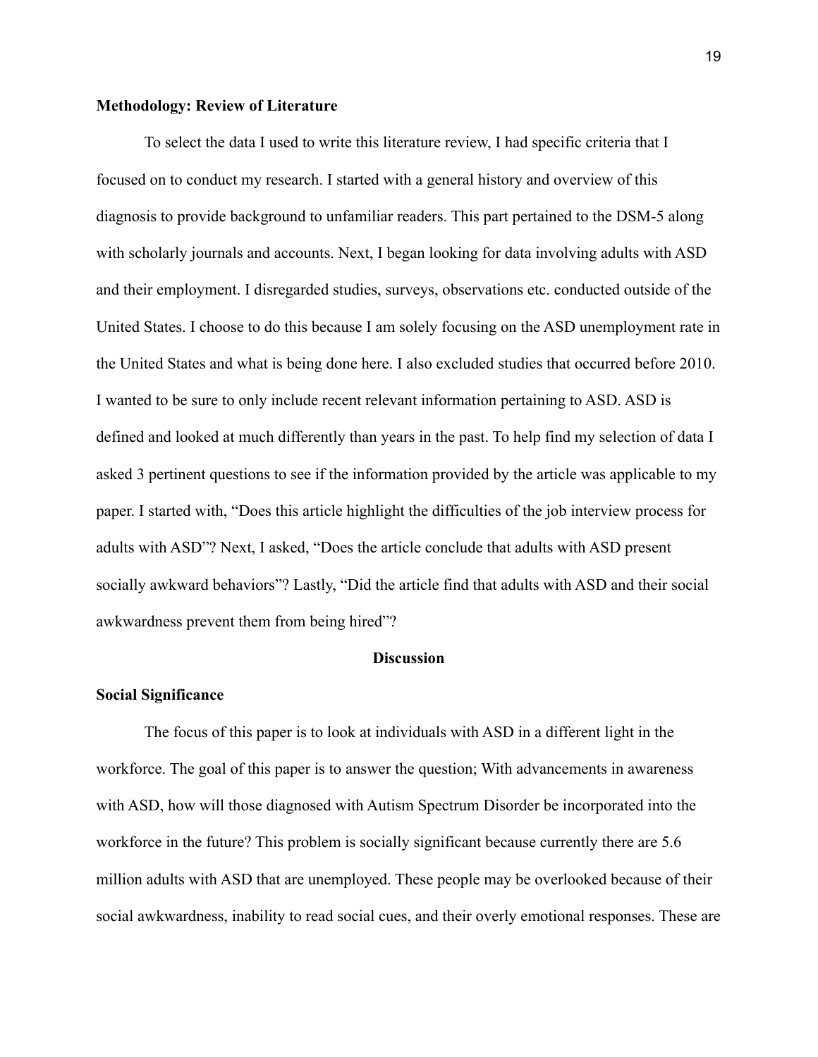**Methodology: Review of Literature**

To select the data I used to write this literature review, I had specific criteria that I focused on to conduct my research. I started with a general history and overview of this diagnosis to provide background to unfamiliar readers. This part pertained to the DSM-5 along with scholarly journals and accounts. Next, I began looking for data involving adults with ASD and their employment. I disregarded studies, surveys, observations etc. conducted outside of the United States. I choose to do this because I am solely focusing on the ASD unemployment rate in the United States and what is being done here. I also excluded studies that occurred before 2010. I wanted to be sure to only include recent relevant information pertaining to ASD. ASD is defined and looked at much differently than years in the past. To help find my selection of data I asked 3 pertinent questions to see if the information provided by the article was applicable to my paper. I started with, "Does this article highlight the difficulties of the job interview process for adults with ASD"? Next, I asked, "Does the article conclude that adults with ASD present socially awkward behaviors"? Lastly, "Did the article find that adults with ASD and their social awkwardness prevent them from being hired"?

## Discussion

**Social Significance**

The focus of this paper is to look at individuals with ASD in a different light in the workforce. The goal of this paper is to answer the question; With advancements in awareness with ASD, how will those diagnosed with Autism Spectrum Disorder be incorporated into the workforce in the future? This problem is socially significant because currently there are 5.6 million adults with ASD that are unemployed. These people may be overlooked because of their social awkwardness, inability to read social cues, and their overly emotional responses. These are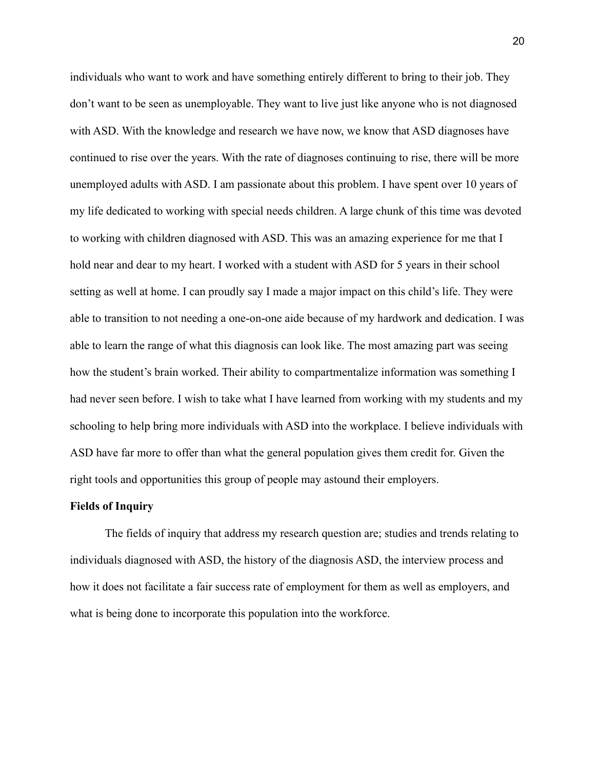individuals who want to work and have something entirely different to bring to their job. They don't want to be seen as unemployable. They want to live just like anyone who is not diagnosed with ASD. With the knowledge and research we have now, we know that ASD diagnoses have continued to rise over the years. With the rate of diagnoses continuing to rise, there will be more unemployed adults with ASD. I am passionate about this problem. I have spent over 10 years of my life dedicated to working with special needs children. A large chunk of this time was devoted to working with children diagnosed with ASD. This was an amazing experience for me that I hold near and dear to my heart. I worked with a student with ASD for 5 years in their school setting as well at home. I can proudly say I made a major impact on this child's life. They were able to transition to not needing a one-on-one aide because of my hardwork and dedication. I was able to learn the range of what this diagnosis can look like. The most amazing part was seeing how the student's brain worked. Their ability to compartmentalize information was something I had never seen before. I wish to take what I have learned from working with my students and my schooling to help bring more individuals with ASD into the workplace. I believe individuals with ASD have far more to offer than what the general population gives them credit for. Given the right tools and opportunities this group of people may astound their employers.

**Fields of Inquiry**

The fields of inquiry that address my research question are; studies and trends relating to individuals diagnosed with ASD, the history of the diagnosis ASD, the interview process and how it does not facilitate a fair success rate of employment for them as well as employers, and what is being done to incorporate this population into the workforce.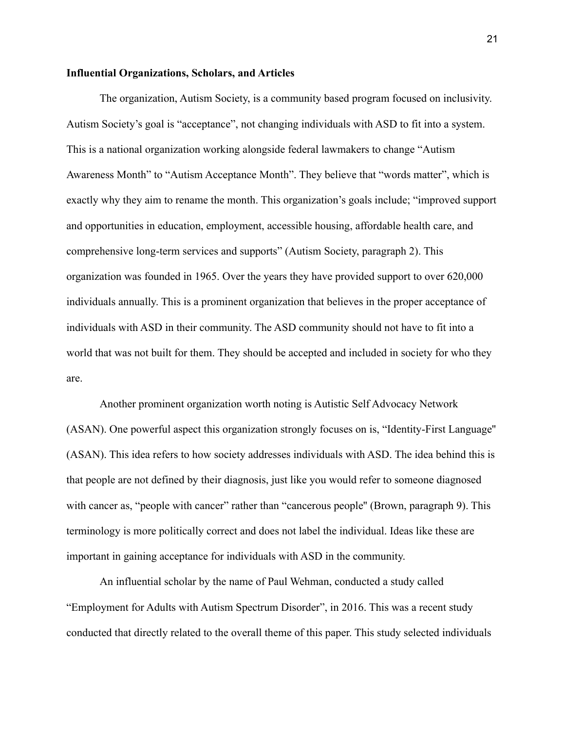**Influential Organizations, Scholars, and Articles**

The organization, Autism Society, is a community based program focused on inclusivity. Autism Society's goal is "acceptance", not changing individuals with ASD to fit into a system. This is a national organization working alongside federal lawmakers to change "Autism Awareness Month" to "Autism Acceptance Month". They believe that "words matter", which is exactly why they aim to rename the month. This organization's goals include; "improved support and opportunities in education, employment, accessible housing, affordable health care, and comprehensive long-term services and supports" (Autism Society, paragraph 2). This organization was founded in 1965. Over the years they have provided support to over 620,000 individuals annually. This is a prominent organization that believes in the proper acceptance of individuals with ASD in their community. The ASD community should not have to fit into a world that was not built for them. They should be accepted and included in society for who they are.

Another prominent organization worth noting is Autistic Self Advocacy Network (ASAN). One powerful aspect this organization strongly focuses on is, "Identity-First Language'' (ASAN). This idea refers to how society addresses individuals with ASD. The idea behind this is that people are not defined by their diagnosis, just like you would refer to someone diagnosed with cancer as, "people with cancer" rather than "cancerous people'' (Brown, paragraph 9). This terminology is more politically correct and does not label the individual. Ideas like these are important in gaining acceptance for individuals with ASD in the community.

An influential scholar by the name of Paul Wehman, conducted a study called "Employment for Adults with Autism Spectrum Disorder", in 2016. This was a recent study conducted that directly related to the overall theme of this paper. This study selected individuals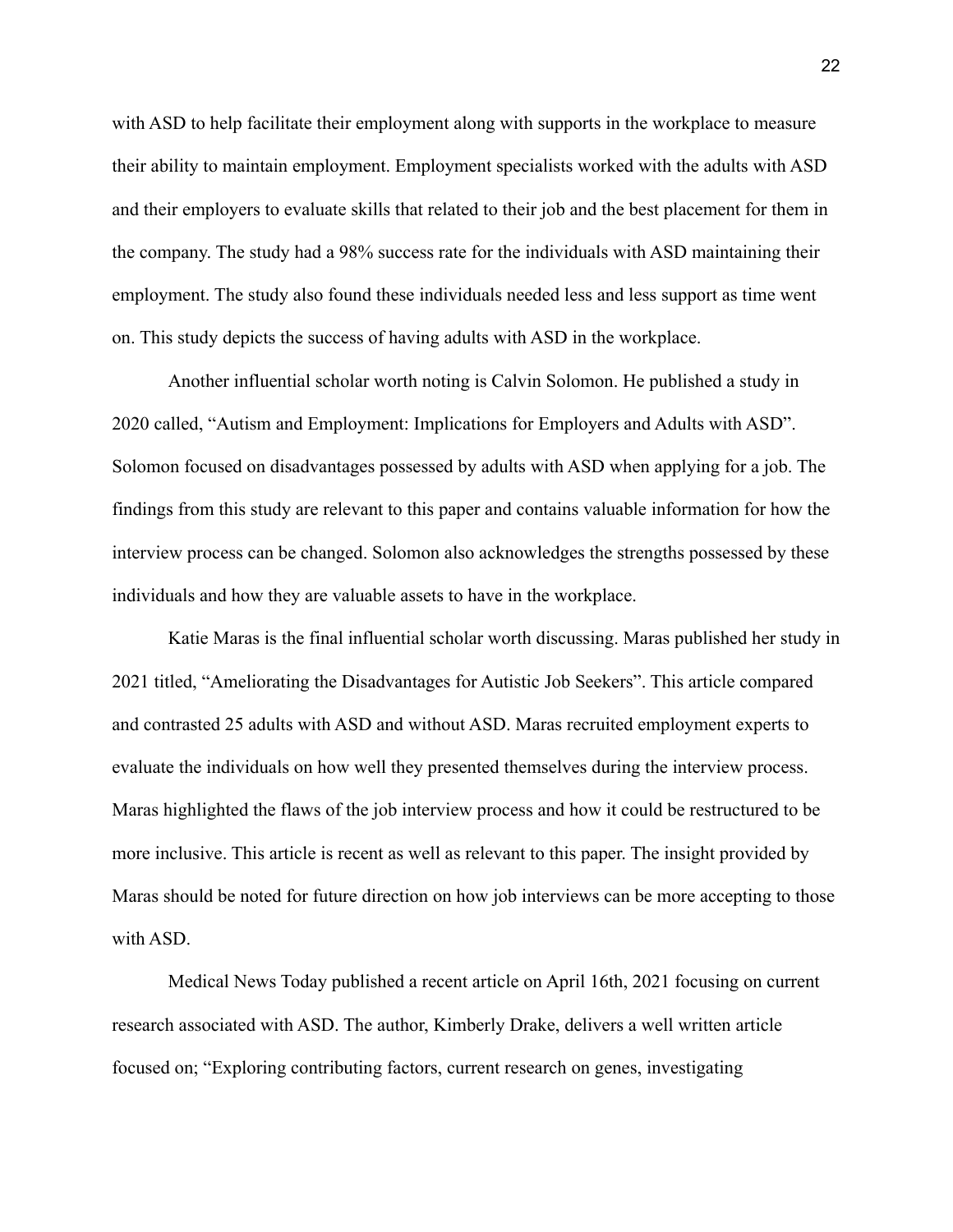with ASD to help facilitate their employment along with supports in the workplace to measure their ability to maintain employment. Employment specialists worked with the adults with ASD and their employers to evaluate skills that related to their job and the best placement for them in the company. The study had a 98% success rate for the individuals with ASD maintaining their employment. The study also found these individuals needed less and less support as time went on. This study depicts the success of having adults with ASD in the workplace.

Another influential scholar worth noting is Calvin Solomon. He published a study in 2020 called, "Autism and Employment: Implications for Employers and Adults with ASD". Solomon focused on disadvantages possessed by adults with ASD when applying for a job. The findings from this study are relevant to this paper and contains valuable information for how the interview process can be changed. Solomon also acknowledges the strengths possessed by these individuals and how they are valuable assets to have in the workplace.

Katie Maras is the final influential scholar worth discussing. Maras published her study in 2021 titled, "Ameliorating the Disadvantages for Autistic Job Seekers". This article compared and contrasted 25 adults with ASD and without ASD. Maras recruited employment experts to evaluate the individuals on how well they presented themselves during the interview process. Maras highlighted the flaws of the job interview process and how it could be restructured to be more inclusive. This article is recent as well as relevant to this paper. The insight provided by Maras should be noted for future direction on how job interviews can be more accepting to those with ASD.

Medical News Today published a recent article on April 16th, 2021 focusing on current research associated with ASD. The author, Kimberly Drake, delivers a well written article focused on; "Exploring contributing factors, current research on genes, investigating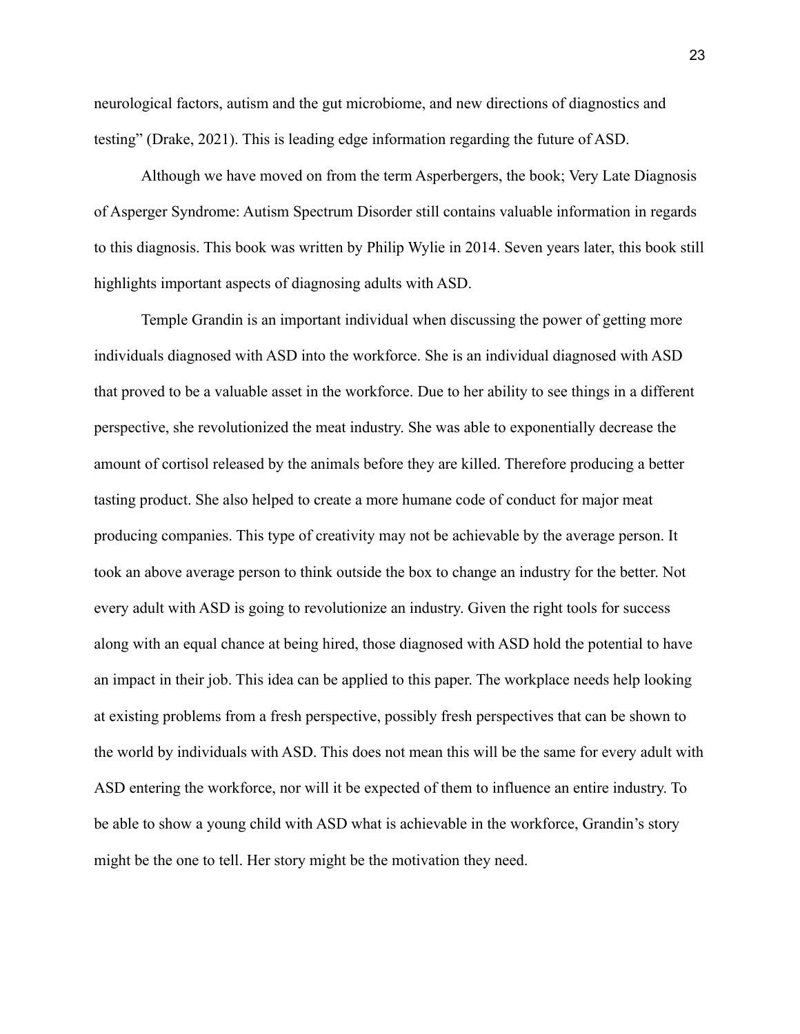neurological factors, autism and the gut microbiome, and new directions of diagnostics and testing" (Drake, 2021). This is leading edge information regarding the future of ASD.

Although we have moved on from the term Asperbergers, the book; Very Late Diagnosis of Asperger Syndrome: Autism Spectrum Disorder still contains valuable information in regards to this diagnosis. This book was written by Philip Wylie in 2014. Seven years later, this book still highlights important aspects of diagnosing adults with ASD.

Temple Grandin is an important individual when discussing the power of getting more individuals diagnosed with ASD into the workforce. She is an individual diagnosed with ASD that proved to be a valuable asset in the workforce. Due to her ability to see things in a different perspective, she revolutionized the meat industry. She was able to exponentially decrease the amount of cortisol released by the animals before they are killed. Therefore producing a better tasting product. She also helped to create a more humane code of conduct for major meat producing companies. This type of creativity may not be achievable by the average person. It took an above average person to think outside the box to change an industry for the better. Not every adult with ASD is going to revolutionize an industry. Given the right tools for success along with an equal chance at being hired, those diagnosed with ASD hold the potential to have an impact in their job. This idea can be applied to this paper. The workplace needs help looking at existing problems from a fresh perspective, possibly fresh perspectives that can be shown to the world by individuals with ASD. This does not mean this will be the same for every adult with ASD entering the workforce, nor will it be expected of them to influence an entire industry. To be able to show a young child with ASD what is achievable in the workforce, Grandin's story might be the one to tell. Her story might be the motivation they need.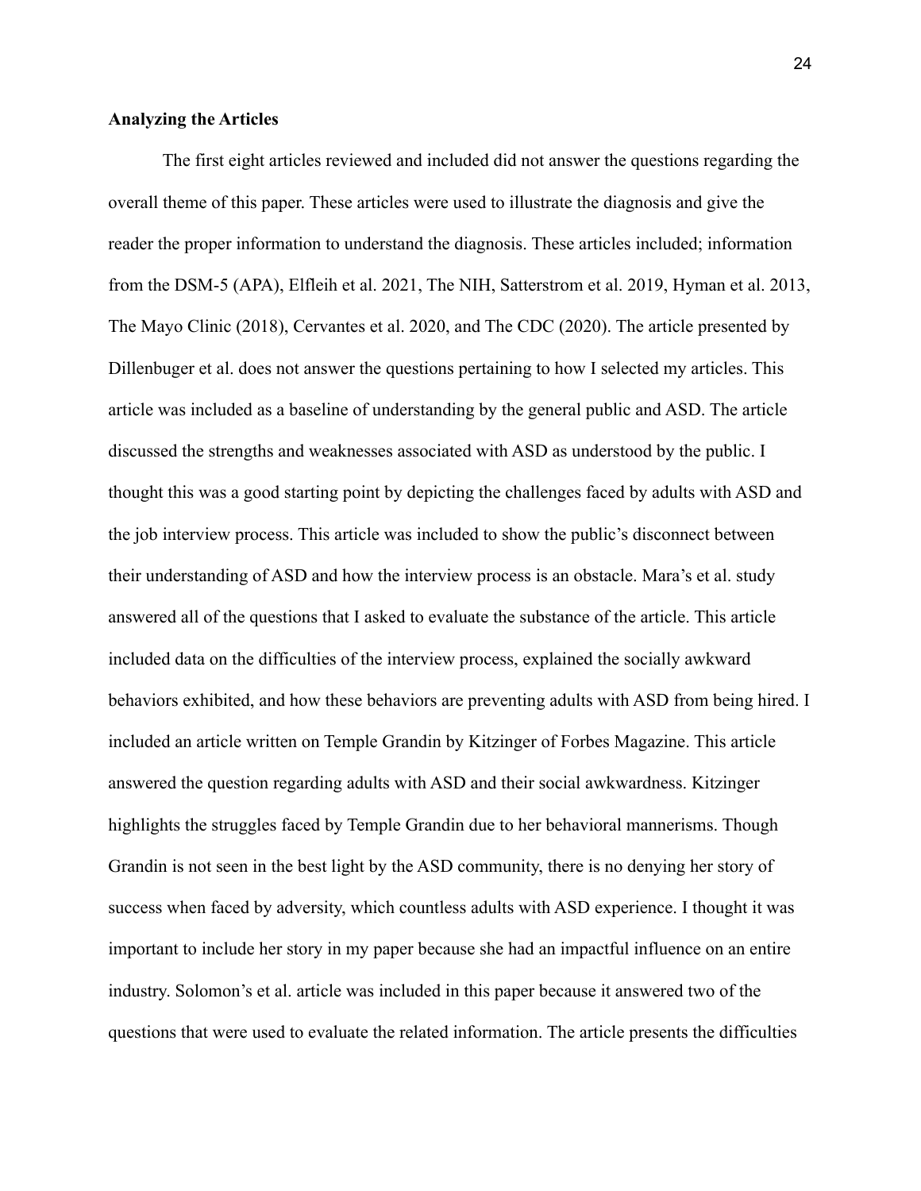**Analyzing the Articles**

The first eight articles reviewed and included did not answer the questions regarding the overall theme of this paper. These articles were used to illustrate the diagnosis and give the reader the proper information to understand the diagnosis. These articles included; information from the DSM-5 (APA), Elfleih et al. 2021, The NIH, Satterstrom et al. 2019, Hyman et al. 2013, The Mayo Clinic (2018), Cervantes et al. 2020, and The CDC (2020). The article presented by Dillenbuger et al. does not answer the questions pertaining to how I selected my articles. This article was included as a baseline of understanding by the general public and ASD. The article discussed the strengths and weaknesses associated with ASD as understood by the public. I thought this was a good starting point by depicting the challenges faced by adults with ASD and the job interview process. This article was included to show the public's disconnect between their understanding of ASD and how the interview process is an obstacle. Mara's et al. study answered all of the questions that I asked to evaluate the substance of the article. This article included data on the difficulties of the interview process, explained the socially awkward behaviors exhibited, and how these behaviors are preventing adults with ASD from being hired. I included an article written on Temple Grandin by Kitzinger of Forbes Magazine. This article answered the question regarding adults with ASD and their social awkwardness. Kitzinger highlights the struggles faced by Temple Grandin due to her behavioral mannerisms. Though Grandin is not seen in the best light by the ASD community, there is no denying her story of success when faced by adversity, which countless adults with ASD experience. I thought it was important to include her story in my paper because she had an impactful influence on an entire industry. Solomon's et al. article was included in this paper because it answered two of the questions that were used to evaluate the related information. The article presents the difficulties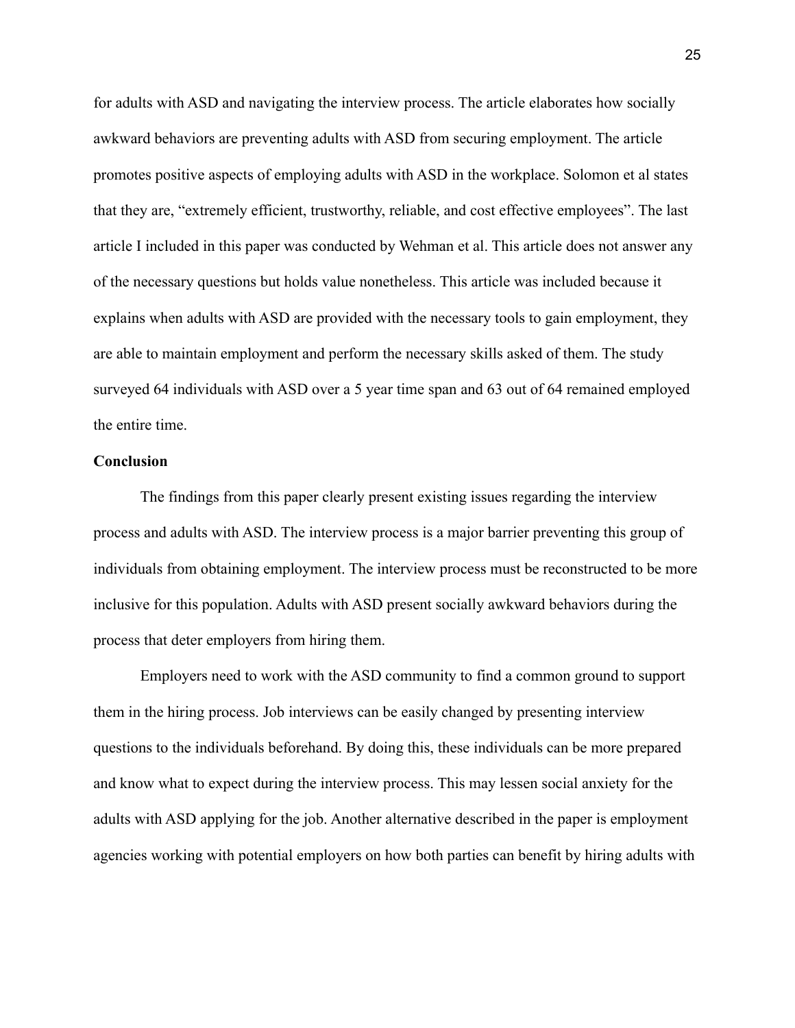for adults with ASD and navigating the interview process. The article elaborates how socially awkward behaviors are preventing adults with ASD from securing employment. The article promotes positive aspects of employing adults with ASD in the workplace. Solomon et al states that they are, "extremely efficient, trustworthy, reliable, and cost effective employees". The last article I included in this paper was conducted by Wehman et al. This article does not answer any of the necessary questions but holds value nonetheless. This article was included because it explains when adults with ASD are provided with the necessary tools to gain employment, they are able to maintain employment and perform the necessary skills asked of them. The study surveyed 64 individuals with ASD over a 5 year time span and 63 out of 64 remained employed the entire time.

**Conclusion**

The findings from this paper clearly present existing issues regarding the interview process and adults with ASD. The interview process is a major barrier preventing this group of individuals from obtaining employment. The interview process must be reconstructed to be more inclusive for this population. Adults with ASD present socially awkward behaviors during the process that deter employers from hiring them.

Employers need to work with the ASD community to find a common ground to support them in the hiring process. Job interviews can be easily changed by presenting interview questions to the individuals beforehand. By doing this, these individuals can be more prepared and know what to expect during the interview process. This may lessen social anxiety for the adults with ASD applying for the job. Another alternative described in the paper is employment agencies working with potential employers on how both parties can benefit by hiring adults with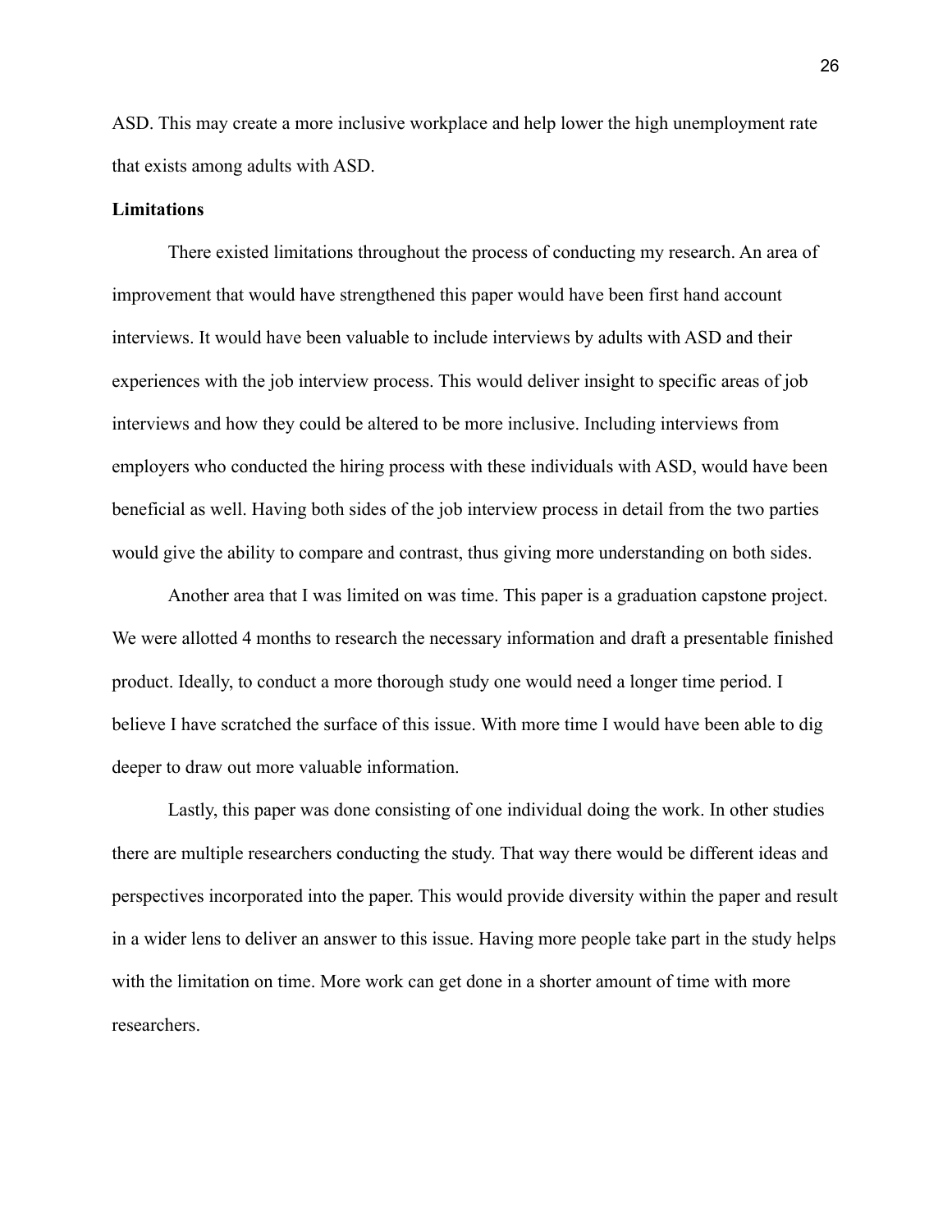ASD. This may create a more inclusive workplace and help lower the high unemployment rate that exists among adults with ASD.

**Limitations**

There existed limitations throughout the process of conducting my research. An area of improvement that would have strengthened this paper would have been first hand account interviews. It would have been valuable to include interviews by adults with ASD and their experiences with the job interview process. This would deliver insight to specific areas of job interviews and how they could be altered to be more inclusive. Including interviews from employers who conducted the hiring process with these individuals with ASD, would have been beneficial as well. Having both sides of the job interview process in detail from the two parties would give the ability to compare and contrast, thus giving more understanding on both sides.

Another area that I was limited on was time. This paper is a graduation capstone project. We were allotted 4 months to research the necessary information and draft a presentable finished product. Ideally, to conduct a more thorough study one would need a longer time period. I believe I have scratched the surface of this issue. With more time I would have been able to dig deeper to draw out more valuable information.

Lastly, this paper was done consisting of one individual doing the work. In other studies there are multiple researchers conducting the study. That way there would be different ideas and perspectives incorporated into the paper. This would provide diversity within the paper and result in a wider lens to deliver an answer to this issue. Having more people take part in the study helps with the limitation on time. More work can get done in a shorter amount of time with more researchers.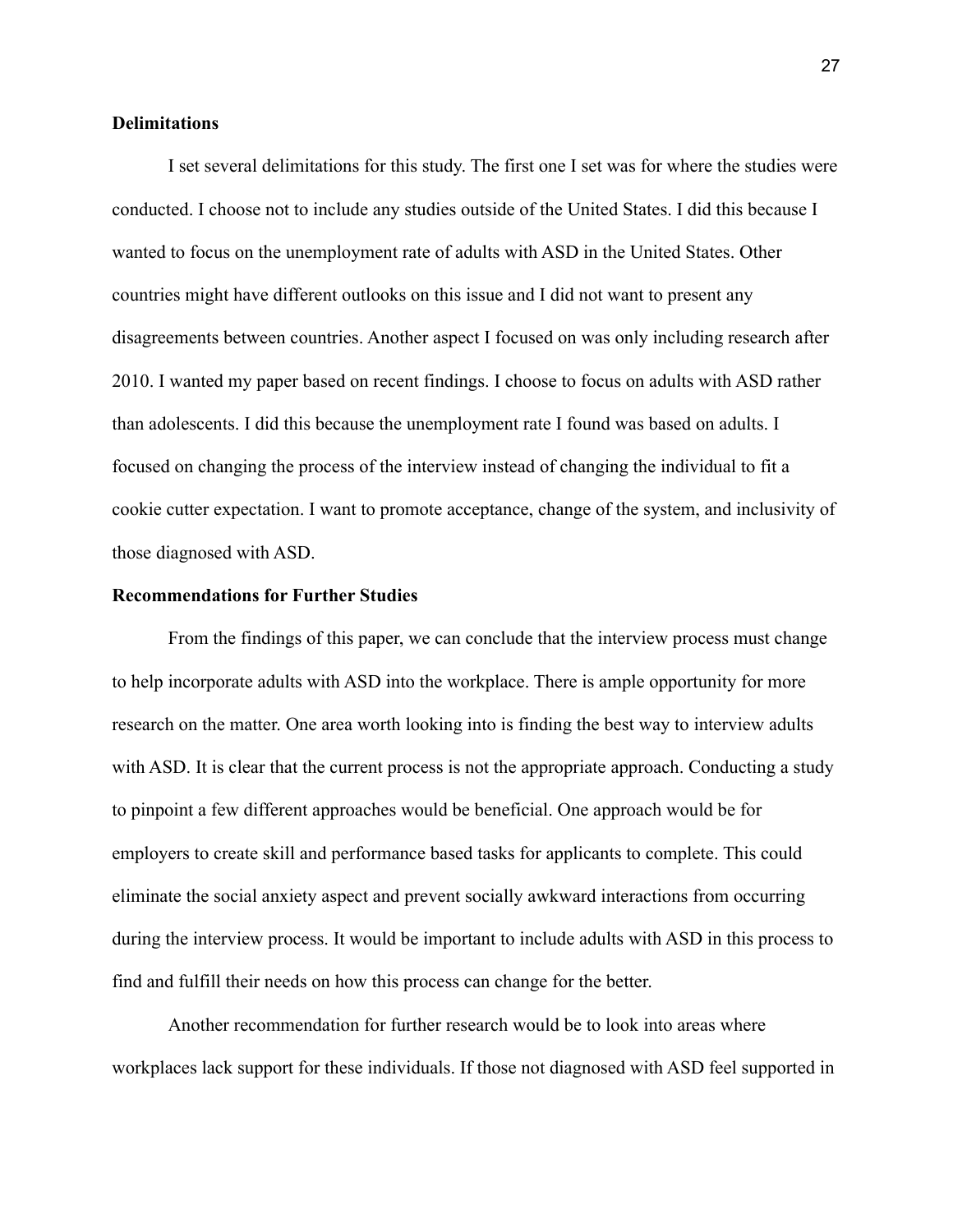**Delimitations**

I set several delimitations for this study. The first one I set was for where the studies were conducted. I choose not to include any studies outside of the United States. I did this because I wanted to focus on the unemployment rate of adults with ASD in the United States. Other countries might have different outlooks on this issue and I did not want to present any disagreements between countries. Another aspect I focused on was only including research after 2010. I wanted my paper based on recent findings. I choose to focus on adults with ASD rather than adolescents. I did this because the unemployment rate I found was based on adults. I focused on changing the process of the interview instead of changing the individual to fit a cookie cutter expectation. I want to promote acceptance, change of the system, and inclusivity of those diagnosed with ASD.

**Recommendations for Further Studies**

From the findings of this paper, we can conclude that the interview process must change to help incorporate adults with ASD into the workplace. There is ample opportunity for more research on the matter. One area worth looking into is finding the best way to interview adults with ASD. It is clear that the current process is not the appropriate approach. Conducting a study to pinpoint a few different approaches would be beneficial. One approach would be for employers to create skill and performance based tasks for applicants to complete. This could eliminate the social anxiety aspect and prevent socially awkward interactions from occurring during the interview process. It would be important to include adults with ASD in this process to find and fulfill their needs on how this process can change for the better.

Another recommendation for further research would be to look into areas where workplaces lack support for these individuals. If those not diagnosed with ASD feel supported in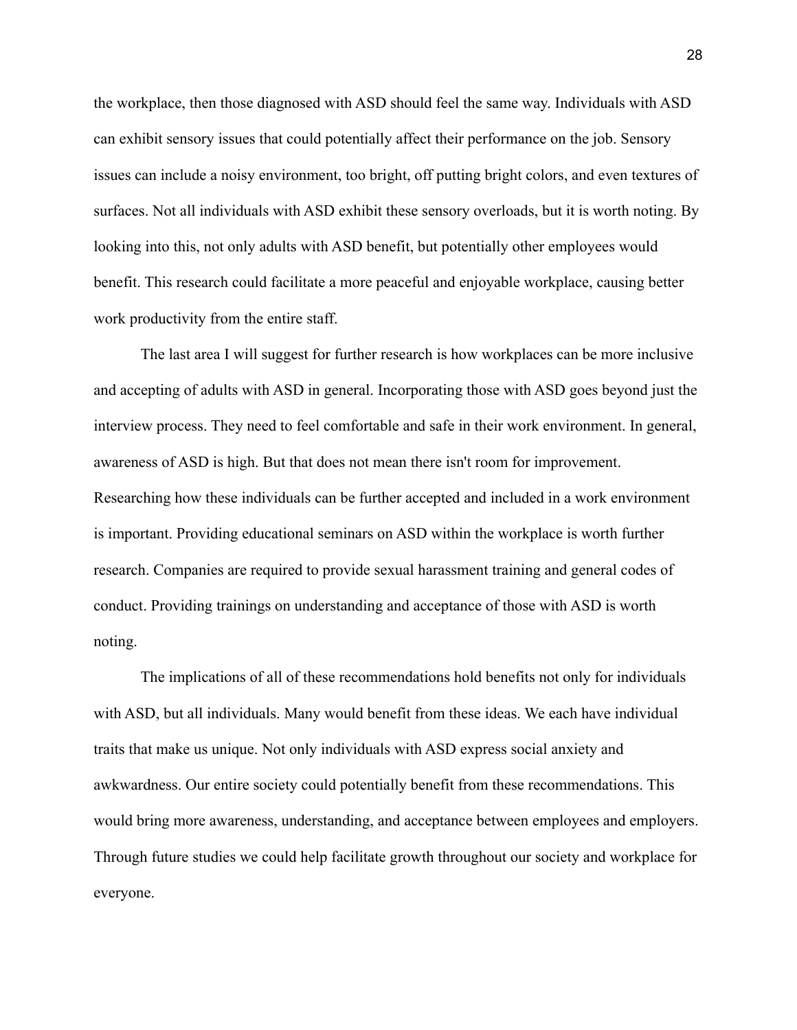the workplace, then those diagnosed with ASD should feel the same way. Individuals with ASD can exhibit sensory issues that could potentially affect their performance on the job. Sensory issues can include a noisy environment, too bright, off putting bright colors, and even textures of surfaces. Not all individuals with ASD exhibit these sensory overloads, but it is worth noting. By looking into this, not only adults with ASD benefit, but potentially other employees would benefit. This research could facilitate a more peaceful and enjoyable workplace, causing better work productivity from the entire staff.

The last area I will suggest for further research is how workplaces can be more inclusive and accepting of adults with ASD in general. Incorporating those with ASD goes beyond just the interview process. They need to feel comfortable and safe in their work environment. In general, awareness of ASD is high. But that does not mean there isn't room for improvement. Researching how these individuals can be further accepted and included in a work environment is important. Providing educational seminars on ASD within the workplace is worth further research. Companies are required to provide sexual harassment training and general codes of conduct. Providing trainings on understanding and acceptance of those with ASD is worth noting.

The implications of all of these recommendations hold benefits not only for individuals with ASD, but all individuals. Many would benefit from these ideas. We each have individual traits that make us unique. Not only individuals with ASD express social anxiety and awkwardness. Our entire society could potentially benefit from these recommendations. This would bring more awareness, understanding, and acceptance between employees and employers. Through future studies we could help facilitate growth throughout our society and workplace for everyone.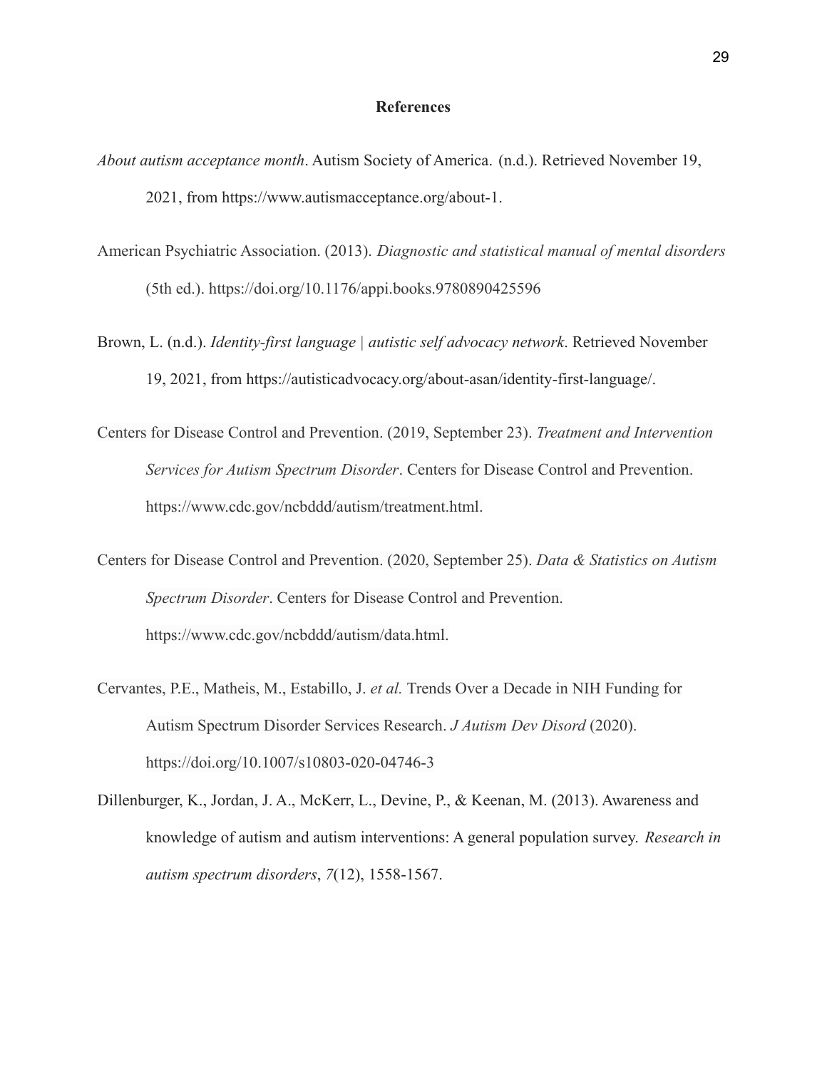# References

*About autism acceptance month*. Autism Society of America. (n.d.). Retrieved November 19, 2021, from https://www.autismacceptance.org/about-1.

American Psychiatric Association. (2013). *Diagnostic and statistical manual of mental disorders* (5th ed.). https://doi.org/10.1176/appi.books.9780890425596

Brown, L. (n.d.). *Identity-first language | autistic self advocacy network*. Retrieved November 19, 2021, from https://autisticadvocacy.org/about-asan/identity-first-language/.

Centers for Disease Control and Prevention. (2019, September 23). *Treatment and Intervention Services for Autism Spectrum Disorder*. Centers for Disease Control and Prevention. https://www.cdc.gov/ncbddd/autism/treatment.html.

Centers for Disease Control and Prevention. (2020, September 25). *Data & Statistics on Autism Spectrum Disorder*. Centers for Disease Control and Prevention. https://www.cdc.gov/ncbddd/autism/data.html.

Cervantes, P.E., Matheis, M., Estabillo, J. *et al.* Trends Over a Decade in NIH Funding for Autism Spectrum Disorder Services Research. *J Autism Dev Disord* (2020). https://doi.org/10.1007/s10803-020-04746-3

Dillenburger, K., Jordan, J. A., McKerr, L., Devine, P., & Keenan, M. (2013). Awareness and knowledge of autism and autism interventions: A general population survey. *Research in autism spectrum disorders*, *7*(12), 1558-1567.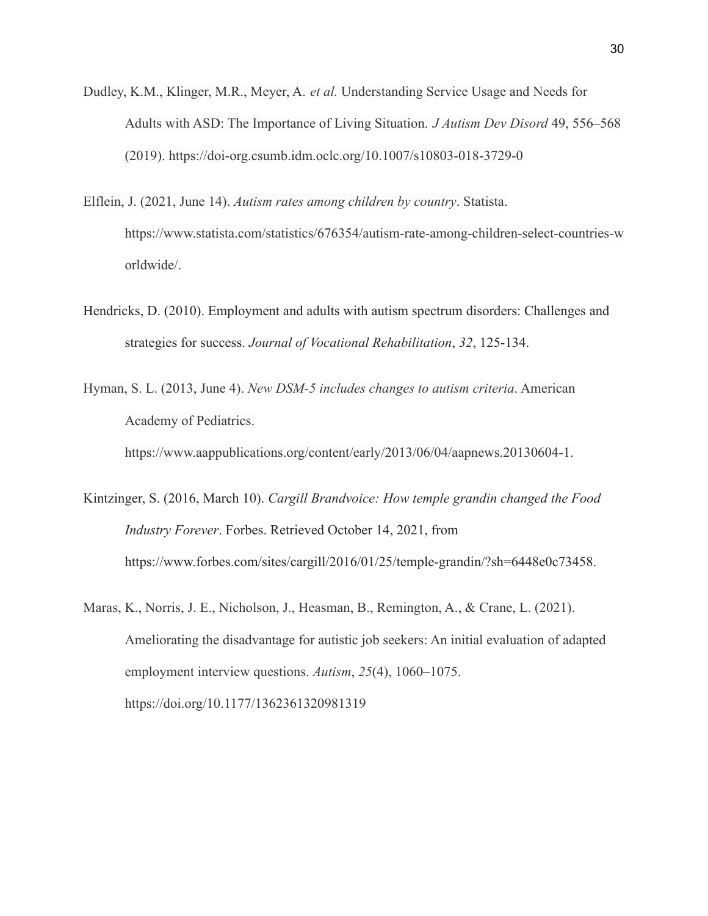Dudley, K.M., Klinger, M.R., Meyer, A. *et al.* Understanding Service Usage and Needs for Adults with ASD: The Importance of Living Situation. *J Autism Dev Disord* 49, 556–568 (2019). https://doi-org.csumb.idm.oclc.org/10.1007/s10803-018-3729-0

Elflein, J. (2021, June 14). *Autism rates among children by country*. Statista. https://www.statista.com/statistics/676354/autism-rate-among-children-select-countries-worldwide/.

Hendricks, D. (2010). Employment and adults with autism spectrum disorders: Challenges and strategies for success. *Journal of Vocational Rehabilitation*, *32*, 125-134.

Hyman, S. L. (2013, June 4). *New DSM-5 includes changes to autism criteria*. American Academy of Pediatrics. https://www.aappublications.org/content/early/2013/06/04/aapnews.20130604-1.

Kintzinger, S. (2016, March 10). *Cargill Brandvoice: How temple grandin changed the Food Industry Forever*. Forbes. Retrieved October 14, 2021, from https://www.forbes.com/sites/cargill/2016/01/25/temple-grandin/?sh=6448e0c73458.

Maras, K., Norris, J. E., Nicholson, J., Heasman, B., Remington, A., & Crane, L. (2021). Ameliorating the disadvantage for autistic job seekers: An initial evaluation of adapted employment interview questions. *Autism*, *25*(4), 1060–1075. https://doi.org/10.1177/1362361320981319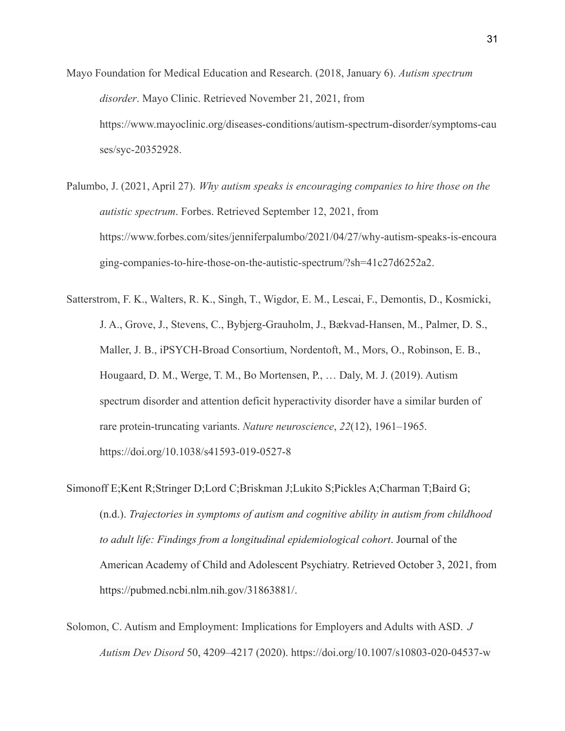Mayo Foundation for Medical Education and Research. (2018, January 6). *Autism spectrum disorder*. Mayo Clinic. Retrieved November 21, 2021, from https://www.mayoclinic.org/diseases-conditions/autism-spectrum-disorder/symptoms-causes/syc-20352928.

Palumbo, J. (2021, April 27). *Why autism speaks is encouraging companies to hire those on the autistic spectrum*. Forbes. Retrieved September 12, 2021, from https://www.forbes.com/sites/jenniferpalumbo/2021/04/27/why-autism-speaks-is-encouraging-companies-to-hire-those-on-the-autistic-spectrum/?sh=41c27d6252a2.

Satterstrom, F. K., Walters, R. K., Singh, T., Wigdor, E. M., Lescai, F., Demontis, D., Kosmicki, J. A., Grove, J., Stevens, C., Bybjerg-Grauholm, J., Bækvad-Hansen, M., Palmer, D. S., Maller, J. B., iPSYCH-Broad Consortium, Nordentoft, M., Mors, O., Robinson, E. B., Hougaard, D. M., Werge, T. M., Bo Mortensen, P., … Daly, M. J. (2019). Autism spectrum disorder and attention deficit hyperactivity disorder have a similar burden of rare protein-truncating variants. *Nature neuroscience*, *22*(12), 1961–1965. https://doi.org/10.1038/s41593-019-0527-8

Simonoff E;Kent R;Stringer D;Lord C;Briskman J;Lukito S;Pickles A;Charman T;Baird G; (n.d.). *Trajectories in symptoms of autism and cognitive ability in autism from childhood to adult life: Findings from a longitudinal epidemiological cohort*. Journal of the American Academy of Child and Adolescent Psychiatry. Retrieved October 3, 2021, from https://pubmed.ncbi.nlm.nih.gov/31863881/.

Solomon, C. Autism and Employment: Implications for Employers and Adults with ASD. *J Autism Dev Disord* 50, 4209–4217 (2020). https://doi.org/10.1007/s10803-020-04537-w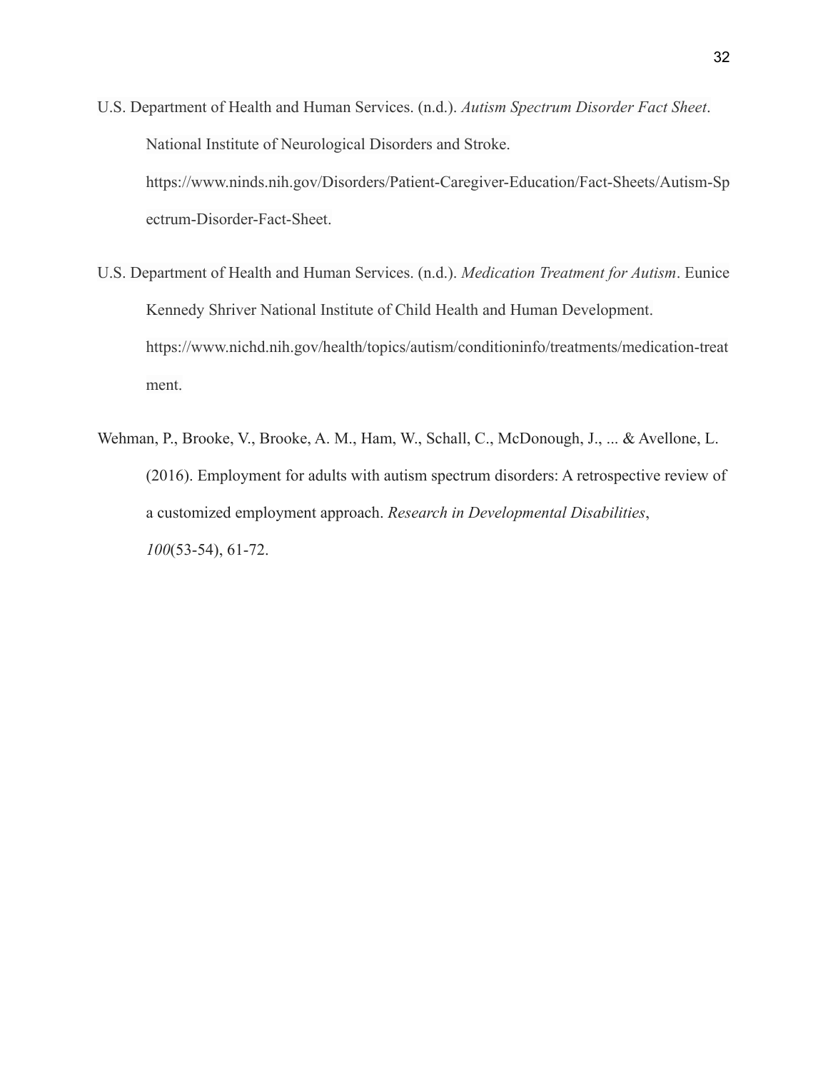U.S. Department of Health and Human Services. (n.d.). *Autism Spectrum Disorder Fact Sheet*. National Institute of Neurological Disorders and Stroke. https://www.ninds.nih.gov/Disorders/Patient-Caregiver-Education/Fact-Sheets/Autism-Spectrum-Disorder-Fact-Sheet.

U.S. Department of Health and Human Services. (n.d.). *Medication Treatment for Autism*. Eunice Kennedy Shriver National Institute of Child Health and Human Development. https://www.nichd.nih.gov/health/topics/autism/conditioninfo/treatments/medication-treatment.

Wehman, P., Brooke, V., Brooke, A. M., Ham, W., Schall, C., McDonough, J., ... & Avellone, L. (2016). Employment for adults with autism spectrum disorders: A retrospective review of a customized employment approach. *Research in Developmental Disabilities*, *100*(53-54), 61-72.